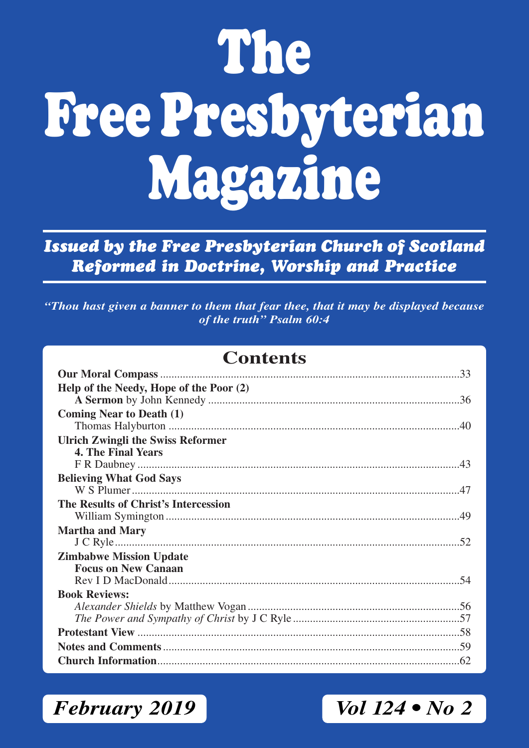# The Free Presbyterian Magazine

***Issued by the Free Presbyterian Church of Scotland***
***Reformed in Doctrine, Worship and Practice***

*"Thou hast given a banner to them that fear thee, that it may be displayed because of the truth" Psalm 60:4*

## Contents

**Our Moral Compass** ....................................................................................................33

**Help of the Needy, Hope of the Poor (2)**
**A Sermon** by John Kennedy ..........................................................................................36

**Coming Near to Death (1)**
Thomas Halyburton ..........................................................................................................40

**Ulrich Zwingli the Swiss Reformer**
**4. The Final Years**
F R Daubney .......................................................................................................................43

**Believing What God Says**
W S Plumer .........................................................................................................................47

**The Results of Christ's Intercession**
William Symington ............................................................................................................49

**Martha and Mary**
J C Ryle ...............................................................................................................................52

**Zimbabwe Mission Update**
**Focus on New Canaan**
Rev I D MacDonald ............................................................................................................54

**Book Reviews:**
*Alexander Shields* by Matthew Vogan ..............................................................................56
*The Power and Sympathy of Christ* by J C Ryle ................................................................57

**Protestant View** ................................................................................................................58

**Notes and Comments** ........................................................................................................59

**Church Information** ..........................................................................................................62

***February 2019*** ***Vol 124 • No 2***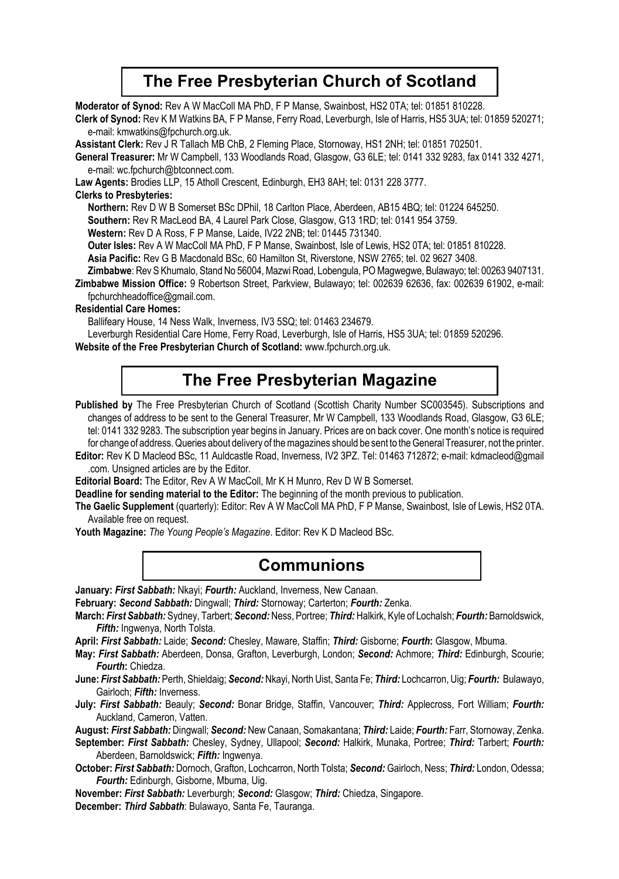## The Free Presbyterian Church of Scotland

**Moderator of Synod:** Rev A W MacColl MA PhD, F P Manse, Swainbost, HS2 0TA; tel: 01851 810228.

**Clerk of Synod:** Rev K M Watkins BA, F P Manse, Ferry Road, Leverburgh, Isle of Harris, HS5 3UA; tel: 01859 520271; e-mail: kmwatkins@fpchurch.org.uk.

**Assistant Clerk:** Rev J R Tallach MB ChB, 2 Fleming Place, Stornoway, HS1 2NH; tel: 01851 702501.

**General Treasurer:** Mr W Campbell, 133 Woodlands Road, Glasgow, G3 6LE; tel: 0141 332 9283, fax 0141 332 4271, e-mail: wc.fpchurch@btconnect.com.

**Law Agents:** Brodies LLP, 15 Atholl Crescent, Edinburgh, EH3 8AH; tel: 0131 228 3777.

**Clerks to Presbyteries:**

**Northern:** Rev D W B Somerset BSc DPhil, 18 Carlton Place, Aberdeen, AB15 4BQ; tel: 01224 645250.

**Southern:** Rev R MacLeod BA, 4 Laurel Park Close, Glasgow, G13 1RD; tel: 0141 954 3759.

**Western:** Rev D A Ross, F P Manse, Laide, IV22 2NB; tel: 01445 731340.

**Outer Isles:** Rev A W MacColl MA PhD, F P Manse, Swainbost, Isle of Lewis, HS2 0TA; tel: 01851 810228.

**Asia Pacific:** Rev G B Macdonald BSc, 60 Hamilton St, Riverstone, NSW 2765; tel. 02 9627 3408.

**Zimbabwe**: Rev S Khumalo, Stand No 56004, Mazwi Road, Lobengula, PO Magwegwe, Bulawayo; tel: 00263 9407131.

**Zimbabwe Mission Office:** 9 Robertson Street, Parkview, Bulawayo; tel: 002639 62636, fax: 002639 61902, e-mail: fpchurchheadoffice@gmail.com.

**Residential Care Homes:**

Ballifeary House, 14 Ness Walk, Inverness, IV3 5SQ; tel: 01463 234679.

Leverburgh Residential Care Home, Ferry Road, Leverburgh, Isle of Harris, HS5 3UA; tel: 01859 520296.

**Website of the Free Presbyterian Church of Scotland:** www.fpchurch.org.uk.

## The Free Presbyterian Magazine

**Published by** The Free Presbyterian Church of Scotland (Scottish Charity Number SC003545). Subscriptions and changes of address to be sent to the General Treasurer, Mr W Campbell, 133 Woodlands Road, Glasgow, G3 6LE; tel: 0141 332 9283. The subscription year begins in January. Prices are on back cover. One month's notice is required for change of address. Queries about delivery of the magazines should be sent to the General Treasurer, not the printer.

**Editor:** Rev K D Macleod BSc, 11 Auldcastle Road, Inverness, IV2 3PZ. Tel: 01463 712872; e-mail: kdmacleod@gmail.com. Unsigned articles are by the Editor.

**Editorial Board:** The Editor, Rev A W MacColl, Mr K H Munro, Rev D W B Somerset.

**Deadline for sending material to the Editor:** The beginning of the month previous to publication.

**The Gaelic Supplement** (quarterly): Editor: Rev A W MacColl MA PhD, F P Manse, Swainbost, Isle of Lewis, HS2 0TA. Available free on request.

**Youth Magazine:** *The Young People's Magazine*. Editor: Rev K D Macleod BSc.

## Communions

**January:** ***First Sabbath:*** Nkayi; ***Fourth:*** Auckland, Inverness, New Canaan.

**February:** ***Second Sabbath:*** Dingwall; ***Third:*** Stornoway; Carterton; ***Fourth:*** Zenka.

**March:** ***First Sabbath:*** Sydney, Tarbert; ***Second:*** Ness, Portree; ***Third:*** Halkirk, Kyle of Lochalsh; ***Fourth:*** Barnoldswick, ***Fifth:*** Ingwenya, North Tolsta.

**April:** ***First Sabbath:*** Laide; ***Second:*** Chesley, Maware, Staffin; ***Third:*** Gisborne; ***Fourth*****:** Glasgow, Mbuma.

**May:** ***First Sabbath:*** Aberdeen, Donsa, Grafton, Leverburgh, London; ***Second:*** Achmore; ***Third:*** Edinburgh, Scourie; ***Fourth*****:** Chiedza.

**June:** ***First Sabbath:*** Perth, Shieldaig; ***Second:*** Nkayi, North Uist, Santa Fe; ***Third:*** Lochcarron, Uig; ***Fourth:*** Bulawayo, Gairloch; ***Fifth:*** Inverness.

**July:** ***First Sabbath:*** Beauly; ***Second:*** Bonar Bridge, Staffin, Vancouver; ***Third:*** Applecross, Fort William; ***Fourth:*** Auckland, Cameron, Vatten.

**August:** ***First Sabbath:*** Dingwall; ***Second:*** New Canaan, Somakantana; ***Third:*** Laide; ***Fourth:*** Farr, Stornoway, Zenka.

**September:** ***First Sabbath:*** Chesley, Sydney, Ullapool; ***Second:*** Halkirk, Munaka, Portree; ***Third:*** Tarbert; ***Fourth:*** Aberdeen, Barnoldswick; ***Fifth:*** Ingwenya.

**October:** ***First Sabbath:*** Dornoch, Grafton, Lochcarron, North Tolsta; ***Second:*** Gairloch, Ness; ***Third:*** London, Odessa; ***Fourth:*** Edinburgh, Gisborne, Mbuma, Uig.

**November:** ***First Sabbath:*** Leverburgh; ***Second:*** Glasgow; ***Third:*** Chiedza, Singapore.

**December:** ***Third Sabbath***: Bulawayo, Santa Fe, Tauranga.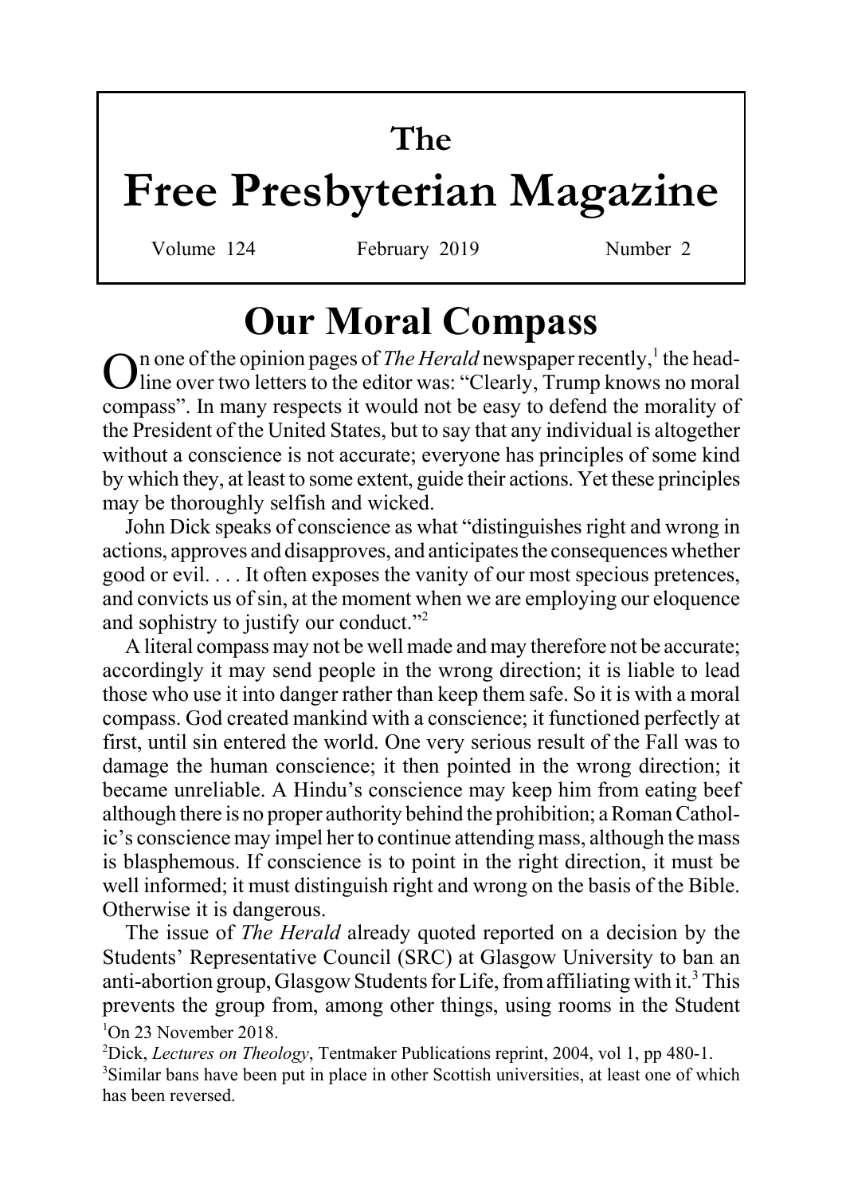# The Free Presbyterian Magazine

Volume 124 February 2019 Number 2

## Our Moral Compass

On one of the opinion pages of *The Herald* newspaper recently,[1] the headline over two letters to the editor was: "Clearly, Trump knows no moral compass". In many respects it would not be easy to defend the morality of the President of the United States, but to say that any individual is altogether without a conscience is not accurate; everyone has principles of some kind by which they, at least to some extent, guide their actions. Yet these principles may be thoroughly selfish and wicked.

John Dick speaks of conscience as what "distinguishes right and wrong in actions, approves and disapproves, and anticipates the consequences whether good or evil. . . . It often exposes the vanity of our most specious pretences, and convicts us of sin, at the moment when we are employing our eloquence and sophistry to justify our conduct."[2]

A literal compass may not be well made and may therefore not be accurate; accordingly it may send people in the wrong direction; it is liable to lead those who use it into danger rather than keep them safe. So it is with a moral compass. God created mankind with a conscience; it functioned perfectly at first, until sin entered the world. One very serious result of the Fall was to damage the human conscience; it then pointed in the wrong direction; it became unreliable. A Hindu's conscience may keep him from eating beef although there is no proper authority behind the prohibition; a Roman Catholic's conscience may impel her to continue attending mass, although the mass is blasphemous. If conscience is to point in the right direction, it must be well informed; it must distinguish right and wrong on the basis of the Bible. Otherwise it is dangerous.

The issue of *The Herald* already quoted reported on a decision by the Students' Representative Council (SRC) at Glasgow University to ban an anti-abortion group, Glasgow Students for Life, from affiliating with it.[3] This prevents the group from, among other things, using rooms in the Student

[1] On 23 November 2018.

[2] Dick, *Lectures on Theology*, Tentmaker Publications reprint, 2004, vol 1, pp 480-1.

[3] Similar bans have been put in place in other Scottish universities, at least one of which has been reversed.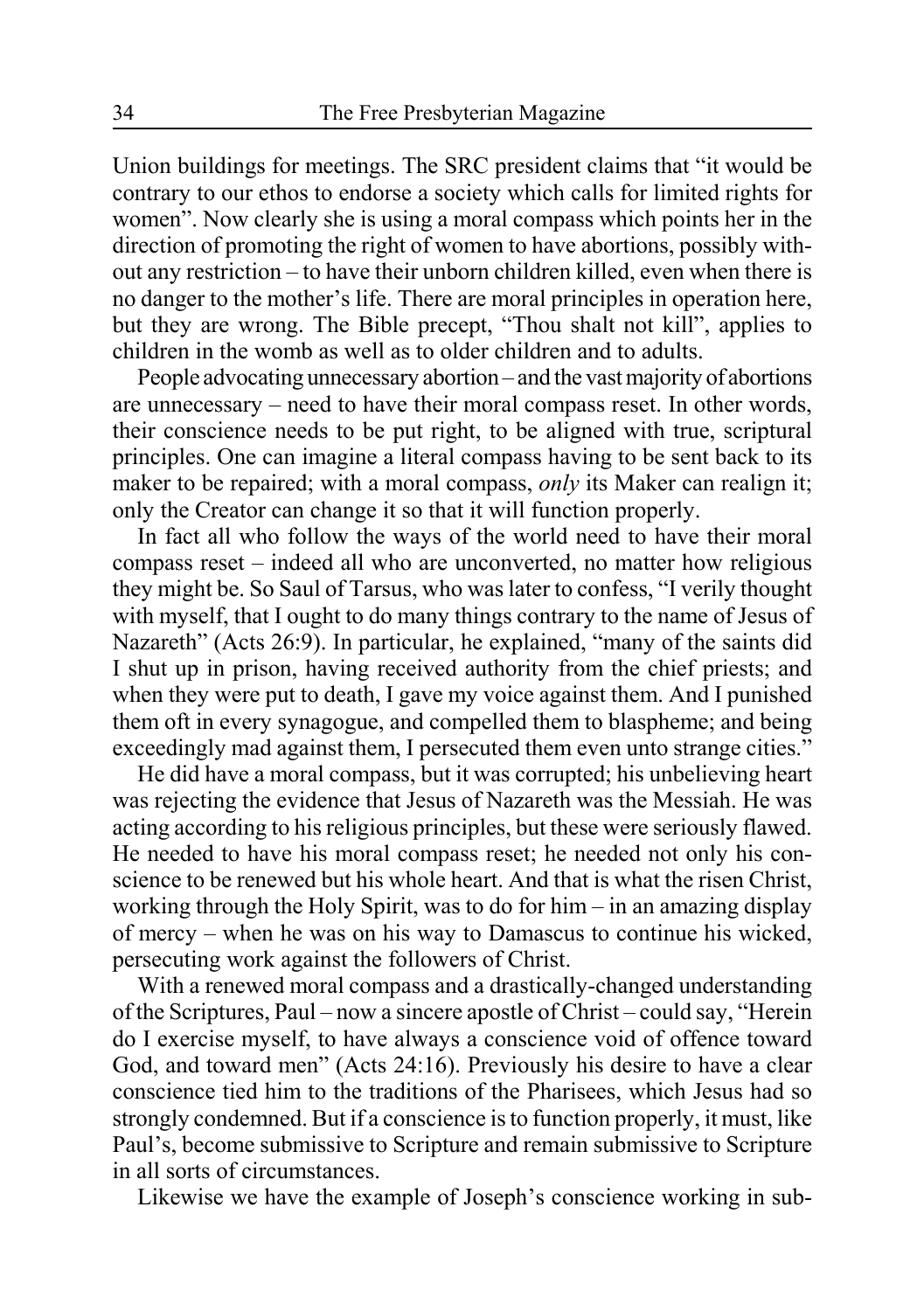Union buildings for meetings. The SRC president claims that "it would be contrary to our ethos to endorse a society which calls for limited rights for women". Now clearly she is using a moral compass which points her in the direction of promoting the right of women to have abortions, possibly without any restriction – to have their unborn children killed, even when there is no danger to the mother's life. There are moral principles in operation here, but they are wrong. The Bible precept, "Thou shalt not kill", applies to children in the womb as well as to older children and to adults.

People advocating unnecessary abortion – and the vast majority of abortions are unnecessary – need to have their moral compass reset. In other words, their conscience needs to be put right, to be aligned with true, scriptural principles. One can imagine a literal compass having to be sent back to its maker to be repaired; with a moral compass, *only* its Maker can realign it; only the Creator can change it so that it will function properly.

In fact all who follow the ways of the world need to have their moral compass reset – indeed all who are unconverted, no matter how religious they might be. So Saul of Tarsus, who was later to confess, "I verily thought with myself, that I ought to do many things contrary to the name of Jesus of Nazareth" (Acts 26:9). In particular, he explained, "many of the saints did I shut up in prison, having received authority from the chief priests; and when they were put to death, I gave my voice against them. And I punished them oft in every synagogue, and compelled them to blaspheme; and being exceedingly mad against them, I persecuted them even unto strange cities."

He did have a moral compass, but it was corrupted; his unbelieving heart was rejecting the evidence that Jesus of Nazareth was the Messiah. He was acting according to his religious principles, but these were seriously flawed. He needed to have his moral compass reset; he needed not only his conscience to be renewed but his whole heart. And that is what the risen Christ, working through the Holy Spirit, was to do for him – in an amazing display of mercy – when he was on his way to Damascus to continue his wicked, persecuting work against the followers of Christ.

With a renewed moral compass and a drastically-changed understanding of the Scriptures, Paul – now a sincere apostle of Christ – could say, "Herein do I exercise myself, to have always a conscience void of offence toward God, and toward men" (Acts 24:16). Previously his desire to have a clear conscience tied him to the traditions of the Pharisees, which Jesus had so strongly condemned. But if a conscience is to function properly, it must, like Paul's, become submissive to Scripture and remain submissive to Scripture in all sorts of circumstances.

Likewise we have the example of Joseph's conscience working in sub-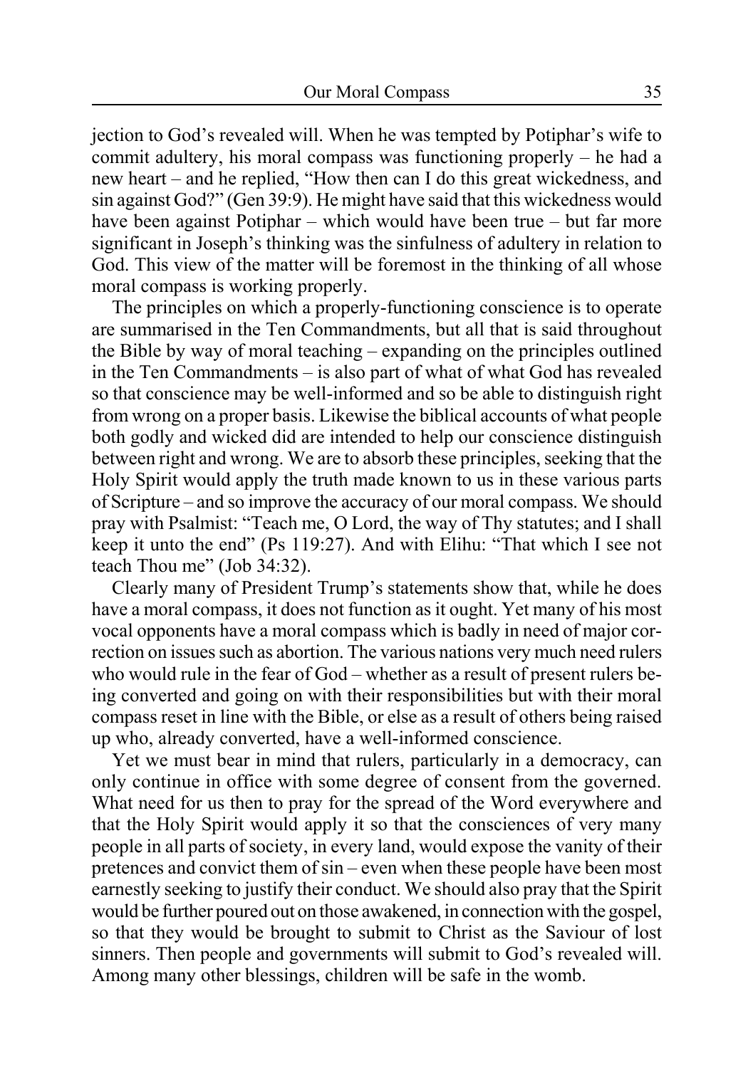jection to God's revealed will. When he was tempted by Potiphar's wife to commit adultery, his moral compass was functioning properly – he had a new heart – and he replied, "How then can I do this great wickedness, and sin against God?" (Gen 39:9). He might have said that this wickedness would have been against Potiphar – which would have been true – but far more significant in Joseph's thinking was the sinfulness of adultery in relation to God. This view of the matter will be foremost in the thinking of all whose moral compass is working properly.

The principles on which a properly-functioning conscience is to operate are summarised in the Ten Commandments, but all that is said throughout the Bible by way of moral teaching – expanding on the principles outlined in the Ten Commandments – is also part of what of what God has revealed so that conscience may be well-informed and so be able to distinguish right from wrong on a proper basis. Likewise the biblical accounts of what people both godly and wicked did are intended to help our conscience distinguish between right and wrong. We are to absorb these principles, seeking that the Holy Spirit would apply the truth made known to us in these various parts of Scripture – and so improve the accuracy of our moral compass. We should pray with Psalmist: "Teach me, O Lord, the way of Thy statutes; and I shall keep it unto the end" (Ps 119:27). And with Elihu: "That which I see not teach Thou me" (Job 34:32).

Clearly many of President Trump's statements show that, while he does have a moral compass, it does not function as it ought. Yet many of his most vocal opponents have a moral compass which is badly in need of major correction on issues such as abortion. The various nations very much need rulers who would rule in the fear of God – whether as a result of present rulers being converted and going on with their responsibilities but with their moral compass reset in line with the Bible, or else as a result of others being raised up who, already converted, have a well-informed conscience.

Yet we must bear in mind that rulers, particularly in a democracy, can only continue in office with some degree of consent from the governed. What need for us then to pray for the spread of the Word everywhere and that the Holy Spirit would apply it so that the consciences of very many people in all parts of society, in every land, would expose the vanity of their pretences and convict them of sin – even when these people have been most earnestly seeking to justify their conduct. We should also pray that the Spirit would be further poured out on those awakened, in connection with the gospel, so that they would be brought to submit to Christ as the Saviour of lost sinners. Then people and governments will submit to God's revealed will. Among many other blessings, children will be safe in the womb.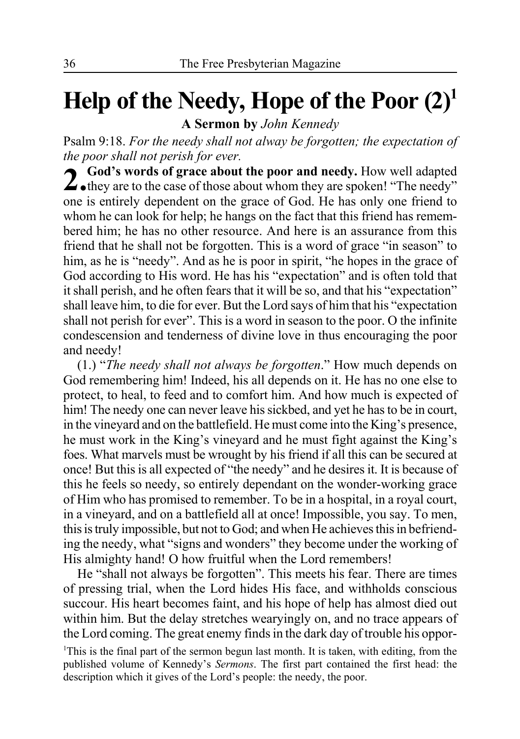# Help of the Needy, Hope of the Poor (2)[1]

**A Sermon by** *John Kennedy*

Psalm 9:18. *For the needy shall not alway be forgotten; the expectation of the poor shall not perish for ever.*

**2. God's words of grace about the poor and needy.** How well adapted they are to the case of those about whom they are spoken! "The needy" one is entirely dependent on the grace of God. He has only one friend to whom he can look for help; he hangs on the fact that this friend has remembered him; he has no other resource. And here is an assurance from this friend that he shall not be forgotten. This is a word of grace "in season" to him, as he is "needy". And as he is poor in spirit, "he hopes in the grace of God according to His word. He has his "expectation" and is often told that it shall perish, and he often fears that it will be so, and that his "expectation" shall leave him, to die for ever. But the Lord says of him that his "expectation shall not perish for ever". This is a word in season to the poor. O the infinite condescension and tenderness of divine love in thus encouraging the poor and needy!

(1.) "*The needy shall not always be forgotten*." How much depends on God remembering him! Indeed, his all depends on it. He has no one else to protect, to heal, to feed and to comfort him. And how much is expected of him! The needy one can never leave his sickbed, and yet he has to be in court, in the vineyard and on the battlefield. He must come into the King's presence, he must work in the King's vineyard and he must fight against the King's foes. What marvels must be wrought by his friend if all this can be secured at once! But this is all expected of "the needy" and he desires it. It is because of this he feels so needy, so entirely dependant on the wonder-working grace of Him who has promised to remember. To be in a hospital, in a royal court, in a vineyard, and on a battlefield all at once! Impossible, you say. To men, this is truly impossible, but not to God; and when He achieves this in befriending the needy, what "signs and wonders" they become under the working of His almighty hand! O how fruitful when the Lord remembers!

He "shall not always be forgotten". This meets his fear. There are times of pressing trial, when the Lord hides His face, and withholds conscious succour. His heart becomes faint, and his hope of help has almost died out within him. But the delay stretches wearyingly on, and no trace appears of the Lord coming. The great enemy finds in the dark day of trouble his oppor-

[1]This is the final part of the sermon begun last month. It is taken, with editing, from the published volume of Kennedy's *Sermons*. The first part contained the first head: the description which it gives of the Lord's people: the needy, the poor.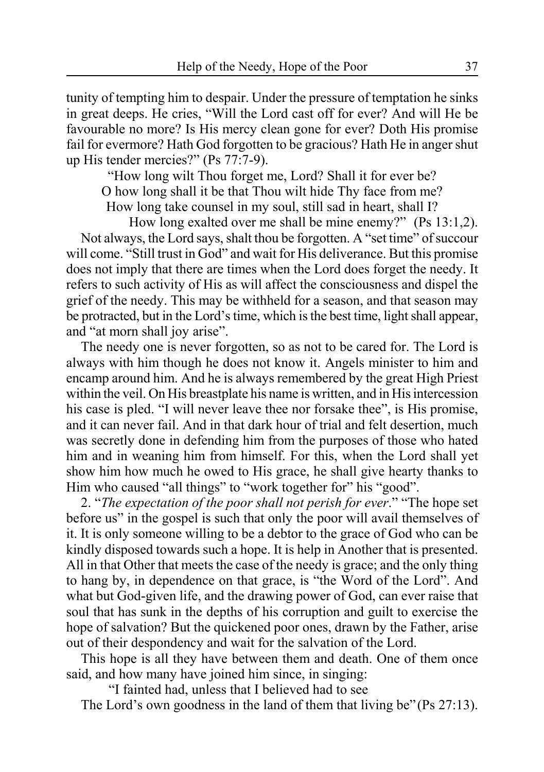tunity of tempting him to despair. Under the pressure of temptation he sinks in great deeps. He cries, "Will the Lord cast off for ever? And will He be favourable no more? Is His mercy clean gone for ever? Doth His promise fail for evermore? Hath God forgotten to be gracious? Hath He in anger shut up His tender mercies?" (Ps 77:7-9).

"How long wilt Thou forget me, Lord? Shall it for ever be?
O how long shall it be that Thou wilt hide Thy face from me?
How long take counsel in my soul, still sad in heart, shall I?
How long exalted over me shall be mine enemy?" (Ps 13:1,2).

Not always, the Lord says, shalt thou be forgotten. A "set time" of succour will come. "Still trust in God" and wait for His deliverance. But this promise does not imply that there are times when the Lord does forget the needy. It refers to such activity of His as will affect the consciousness and dispel the grief of the needy. This may be withheld for a season, and that season may be protracted, but in the Lord's time, which is the best time, light shall appear, and "at morn shall joy arise".

The needy one is never forgotten, so as not to be cared for. The Lord is always with him though he does not know it. Angels minister to him and encamp around him. And he is always remembered by the great High Priest within the veil. On His breastplate his name is written, and in His intercession his case is pled. "I will never leave thee nor forsake thee", is His promise, and it can never fail. And in that dark hour of trial and felt desertion, much was secretly done in defending him from the purposes of those who hated him and in weaning him from himself. For this, when the Lord shall yet show him how much he owed to His grace, he shall give hearty thanks to Him who caused "all things" to "work together for" his "good".

2. "*The expectation of the poor shall not perish for ever*." "The hope set before us" in the gospel is such that only the poor will avail themselves of it. It is only someone willing to be a debtor to the grace of God who can be kindly disposed towards such a hope. It is help in Another that is presented. All in that Other that meets the case of the needy is grace; and the only thing to hang by, in dependence on that grace, is "the Word of the Lord". And what but God-given life, and the drawing power of God, can ever raise that soul that has sunk in the depths of his corruption and guilt to exercise the hope of salvation? But the quickened poor ones, drawn by the Father, arise out of their despondency and wait for the salvation of the Lord.

This hope is all they have between them and death. One of them once said, and how many have joined him since, in singing:

"I fainted had, unless that I believed had to see
The Lord's own goodness in the land of them that living be" (Ps 27:13).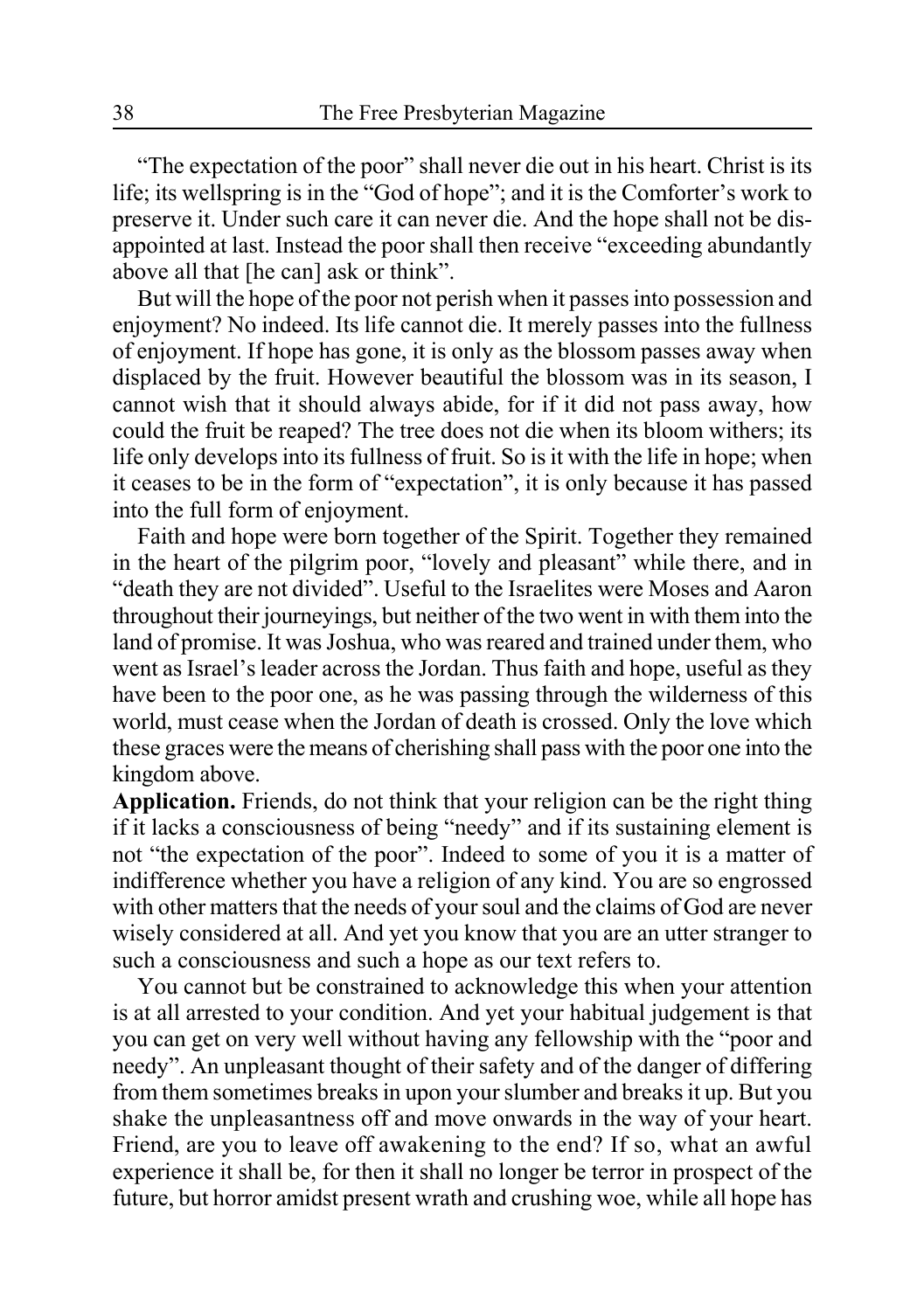"The expectation of the poor" shall never die out in his heart. Christ is its life; its wellspring is in the "God of hope"; and it is the Comforter's work to preserve it. Under such care it can never die. And the hope shall not be disappointed at last. Instead the poor shall then receive "exceeding abundantly above all that [he can] ask or think".

But will the hope of the poor not perish when it passes into possession and enjoyment? No indeed. Its life cannot die. It merely passes into the fullness of enjoyment. If hope has gone, it is only as the blossom passes away when displaced by the fruit. However beautiful the blossom was in its season, I cannot wish that it should always abide, for if it did not pass away, how could the fruit be reaped? The tree does not die when its bloom withers; its life only develops into its fullness of fruit. So is it with the life in hope; when it ceases to be in the form of "expectation", it is only because it has passed into the full form of enjoyment.

Faith and hope were born together of the Spirit. Together they remained in the heart of the pilgrim poor, "lovely and pleasant" while there, and in "death they are not divided". Useful to the Israelites were Moses and Aaron throughout their journeyings, but neither of the two went in with them into the land of promise. It was Joshua, who was reared and trained under them, who went as Israel's leader across the Jordan. Thus faith and hope, useful as they have been to the poor one, as he was passing through the wilderness of this world, must cease when the Jordan of death is crossed. Only the love which these graces were the means of cherishing shall pass with the poor one into the kingdom above.

**Application.** Friends, do not think that your religion can be the right thing if it lacks a consciousness of being "needy" and if its sustaining element is not "the expectation of the poor". Indeed to some of you it is a matter of indifference whether you have a religion of any kind. You are so engrossed with other matters that the needs of your soul and the claims of God are never wisely considered at all. And yet you know that you are an utter stranger to such a consciousness and such a hope as our text refers to.

You cannot but be constrained to acknowledge this when your attention is at all arrested to your condition. And yet your habitual judgement is that you can get on very well without having any fellowship with the "poor and needy". An unpleasant thought of their safety and of the danger of differing from them sometimes breaks in upon your slumber and breaks it up. But you shake the unpleasantness off and move onwards in the way of your heart. Friend, are you to leave off awakening to the end? If so, what an awful experience it shall be, for then it shall no longer be terror in prospect of the future, but horror amidst present wrath and crushing woe, while all hope has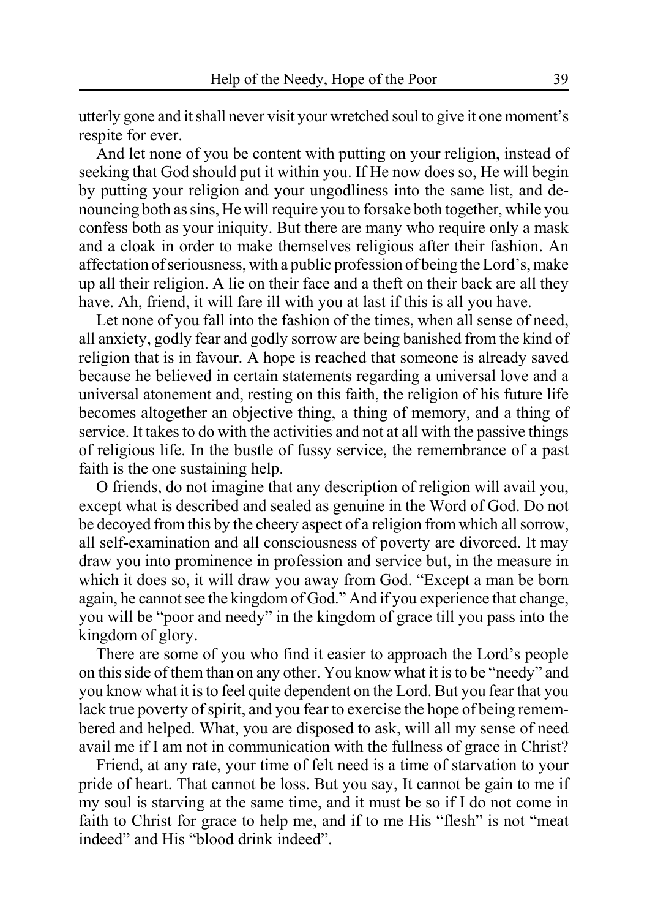utterly gone and it shall never visit your wretched soul to give it one moment's respite for ever.

And let none of you be content with putting on your religion, instead of seeking that God should put it within you. If He now does so, He will begin by putting your religion and your ungodliness into the same list, and denouncing both as sins, He will require you to forsake both together, while you confess both as your iniquity. But there are many who require only a mask and a cloak in order to make themselves religious after their fashion. An affectation of seriousness, with a public profession of being the Lord's, make up all their religion. A lie on their face and a theft on their back are all they have. Ah, friend, it will fare ill with you at last if this is all you have.

Let none of you fall into the fashion of the times, when all sense of need, all anxiety, godly fear and godly sorrow are being banished from the kind of religion that is in favour. A hope is reached that someone is already saved because he believed in certain statements regarding a universal love and a universal atonement and, resting on this faith, the religion of his future life becomes altogether an objective thing, a thing of memory, and a thing of service. It takes to do with the activities and not at all with the passive things of religious life. In the bustle of fussy service, the remembrance of a past faith is the one sustaining help.

O friends, do not imagine that any description of religion will avail you, except what is described and sealed as genuine in the Word of God. Do not be decoyed from this by the cheery aspect of a religion from which all sorrow, all self-examination and all consciousness of poverty are divorced. It may draw you into prominence in profession and service but, in the measure in which it does so, it will draw you away from God. "Except a man be born again, he cannot see the kingdom of God." And if you experience that change, you will be "poor and needy" in the kingdom of grace till you pass into the kingdom of glory.

There are some of you who find it easier to approach the Lord's people on this side of them than on any other. You know what it is to be "needy" and you know what it is to feel quite dependent on the Lord. But you fear that you lack true poverty of spirit, and you fear to exercise the hope of being remembered and helped. What, you are disposed to ask, will all my sense of need avail me if I am not in communication with the fullness of grace in Christ?

Friend, at any rate, your time of felt need is a time of starvation to your pride of heart. That cannot be loss. But you say, It cannot be gain to me if my soul is starving at the same time, and it must be so if I do not come in faith to Christ for grace to help me, and if to me His "flesh" is not "meat indeed" and His "blood drink indeed".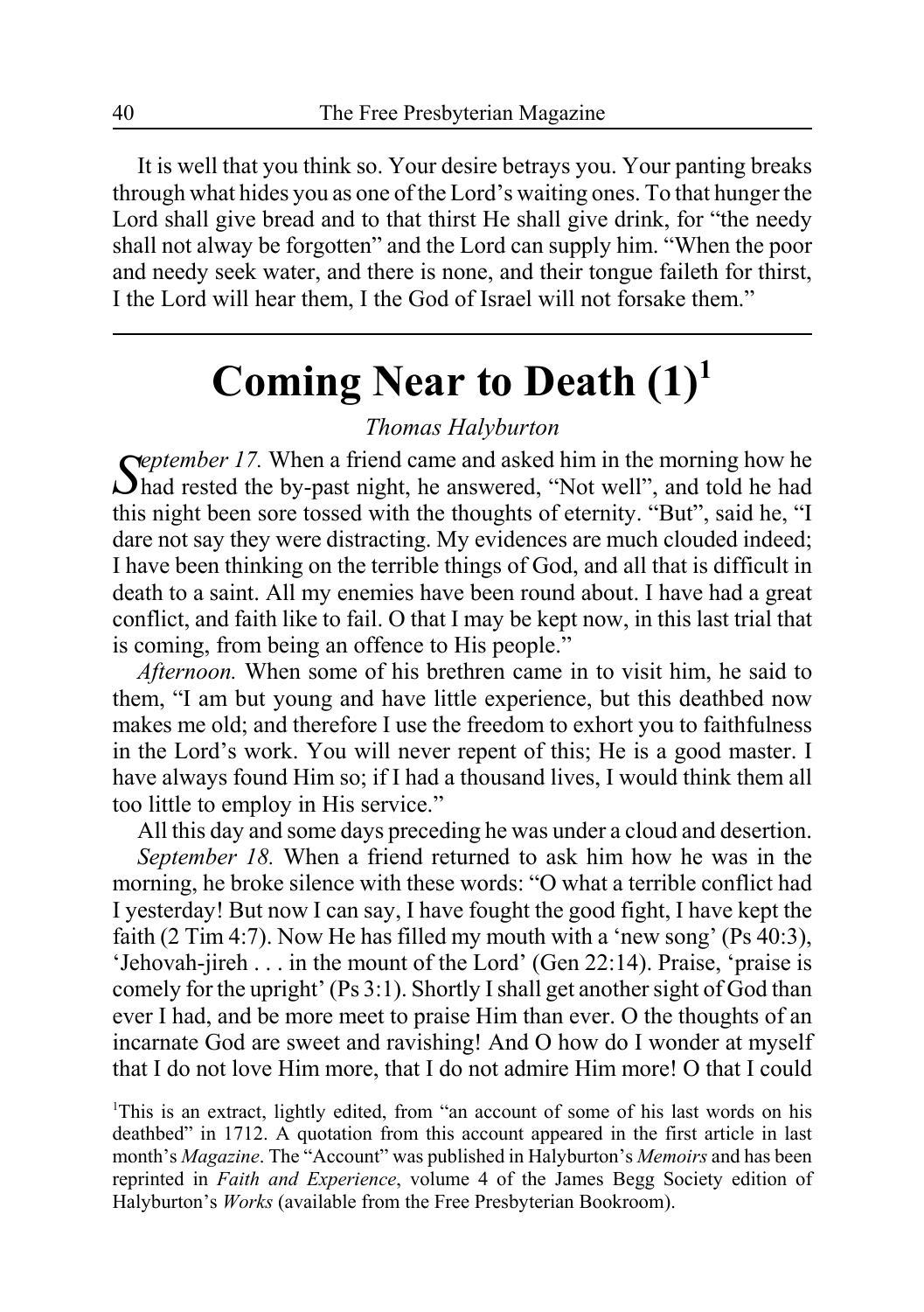It is well that you think so. Your desire betrays you. Your panting breaks through what hides you as one of the Lord's waiting ones. To that hunger the Lord shall give bread and to that thirst He shall give drink, for "the needy shall not alway be forgotten" and the Lord can supply him. "When the poor and needy seek water, and there is none, and their tongue faileth for thirst, I the Lord will hear them, I the God of Israel will not forsake them."

---

# Coming Near to Death (1)[1]

*Thomas Halyburton*

*September 17.* When a friend came and asked him in the morning how he had rested the by-past night, he answered, "Not well", and told he had this night been sore tossed with the thoughts of eternity. "But", said he, "I dare not say they were distracting. My evidences are much clouded indeed; I have been thinking on the terrible things of God, and all that is difficult in death to a saint. All my enemies have been round about. I have had a great conflict, and faith like to fail. O that I may be kept now, in this last trial that is coming, from being an offence to His people."

*Afternoon.* When some of his brethren came in to visit him, he said to them, "I am but young and have little experience, but this deathbed now makes me old; and therefore I use the freedom to exhort you to faithfulness in the Lord's work. You will never repent of this; He is a good master. I have always found Him so; if I had a thousand lives, I would think them all too little to employ in His service."

All this day and some days preceding he was under a cloud and desertion.

*September 18.* When a friend returned to ask him how he was in the morning, he broke silence with these words: "O what a terrible conflict had I yesterday! But now I can say, I have fought the good fight, I have kept the faith (2 Tim 4:7). Now He has filled my mouth with a 'new song' (Ps 40:3), 'Jehovah-jireh . . . in the mount of the Lord' (Gen 22:14). Praise, 'praise is comely for the upright' (Ps 3:1). Shortly I shall get another sight of God than ever I had, and be more meet to praise Him than ever. O the thoughts of an incarnate God are sweet and ravishing! And O how do I wonder at myself that I do not love Him more, that I do not admire Him more! O that I could

[1]This is an extract, lightly edited, from "an account of some of his last words on his deathbed" in 1712. A quotation from this account appeared in the first article in last month's *Magazine*. The "Account" was published in Halyburton's *Memoirs* and has been reprinted in *Faith and Experience*, volume 4 of the James Begg Society edition of Halyburton's *Works* (available from the Free Presbyterian Bookroom).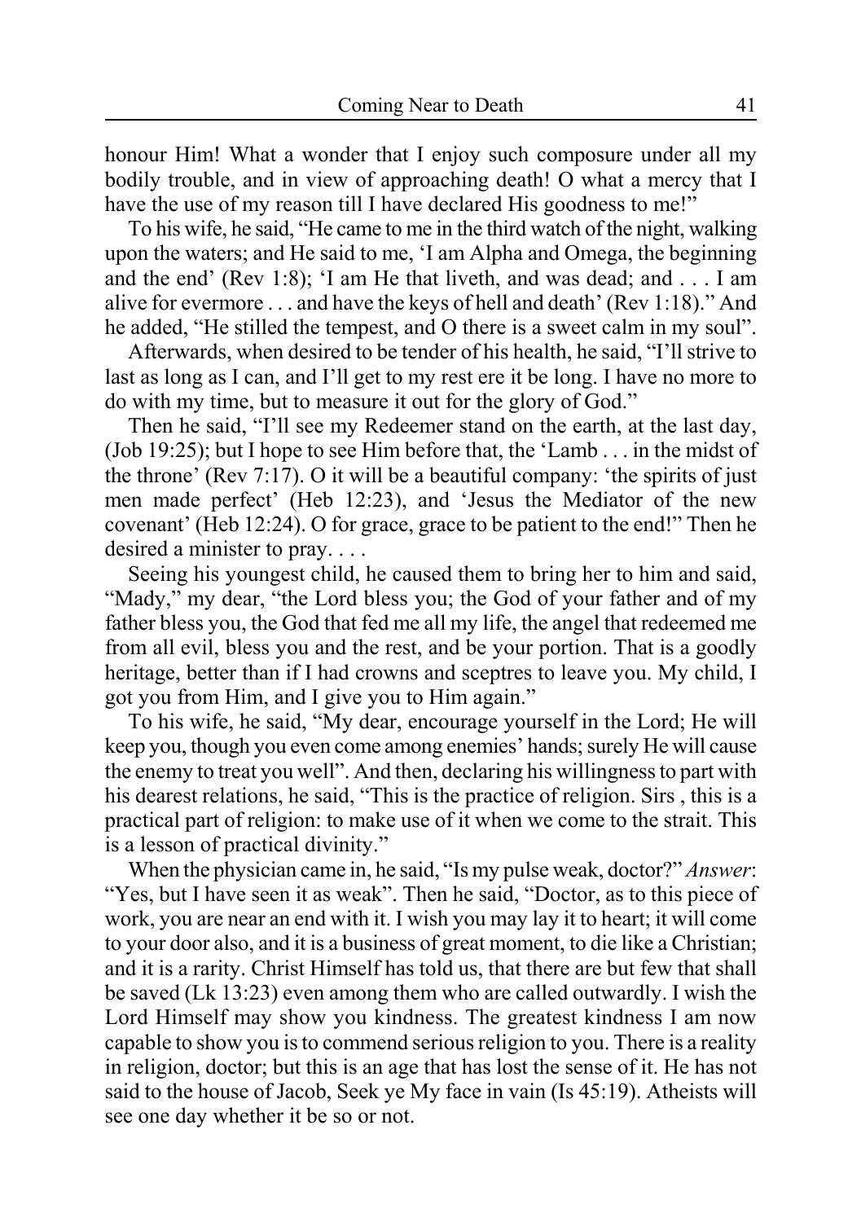honour Him! What a wonder that I enjoy such composure under all my bodily trouble, and in view of approaching death! O what a mercy that I have the use of my reason till I have declared His goodness to me!"

To his wife, he said, "He came to me in the third watch of the night, walking upon the waters; and He said to me, 'I am Alpha and Omega, the beginning and the end' (Rev 1:8); 'I am He that liveth, and was dead; and . . . I am alive for evermore . . . and have the keys of hell and death' (Rev 1:18)." And he added, "He stilled the tempest, and O there is a sweet calm in my soul".

Afterwards, when desired to be tender of his health, he said, "I'll strive to last as long as I can, and I'll get to my rest ere it be long. I have no more to do with my time, but to measure it out for the glory of God."

Then he said, "I'll see my Redeemer stand on the earth, at the last day, (Job 19:25); but I hope to see Him before that, the 'Lamb . . . in the midst of the throne' (Rev 7:17). O it will be a beautiful company: 'the spirits of just men made perfect' (Heb 12:23), and 'Jesus the Mediator of the new covenant' (Heb 12:24). O for grace, grace to be patient to the end!" Then he desired a minister to pray. . . .

Seeing his youngest child, he caused them to bring her to him and said, "Mady," my dear, "the Lord bless you; the God of your father and of my father bless you, the God that fed me all my life, the angel that redeemed me from all evil, bless you and the rest, and be your portion. That is a goodly heritage, better than if I had crowns and sceptres to leave you. My child, I got you from Him, and I give you to Him again."

To his wife, he said, "My dear, encourage yourself in the Lord; He will keep you, though you even come among enemies' hands; surely He will cause the enemy to treat you well". And then, declaring his willingness to part with his dearest relations, he said, "This is the practice of religion. Sirs , this is a practical part of religion: to make use of it when we come to the strait. This is a lesson of practical divinity."

When the physician came in, he said, "Is my pulse weak, doctor?" *Answer*: "Yes, but I have seen it as weak". Then he said, "Doctor, as to this piece of work, you are near an end with it. I wish you may lay it to heart; it will come to your door also, and it is a business of great moment, to die like a Christian; and it is a rarity. Christ Himself has told us, that there are but few that shall be saved (Lk 13:23) even among them who are called outwardly. I wish the Lord Himself may show you kindness. The greatest kindness I am now capable to show you is to commend serious religion to you. There is a reality in religion, doctor; but this is an age that has lost the sense of it. He has not said to the house of Jacob, Seek ye My face in vain (Is 45:19). Atheists will see one day whether it be so or not.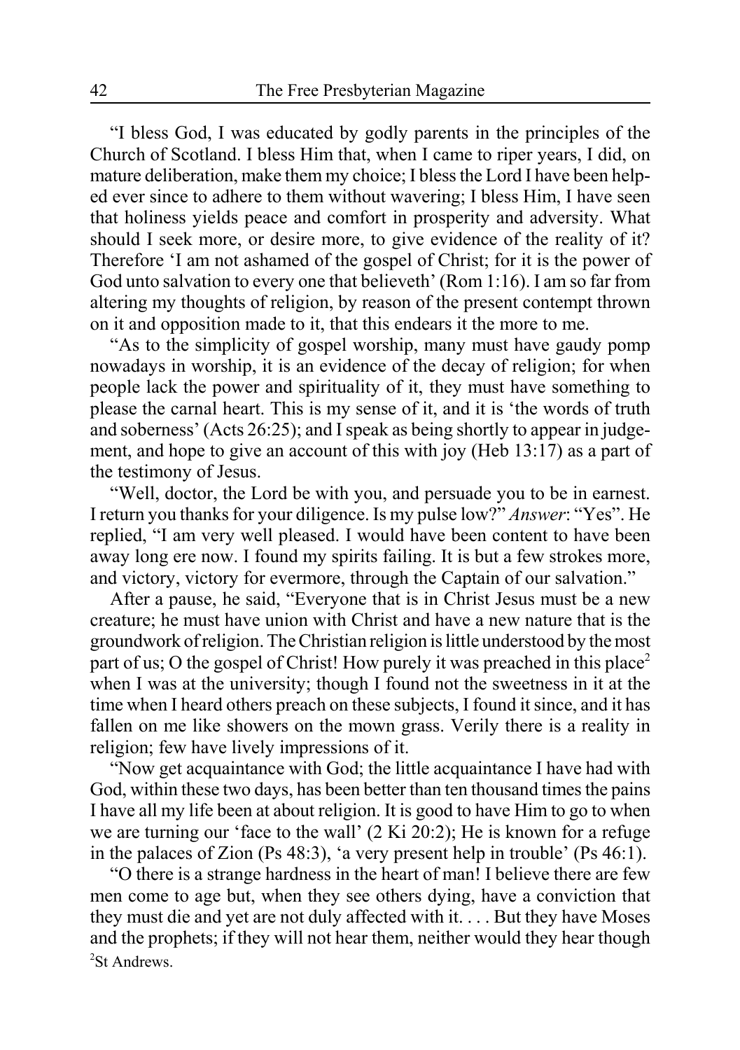"I bless God, I was educated by godly parents in the principles of the Church of Scotland. I bless Him that, when I came to riper years, I did, on mature deliberation, make them my choice; I bless the Lord I have been helped ever since to adhere to them without wavering; I bless Him, I have seen that holiness yields peace and comfort in prosperity and adversity. What should I seek more, or desire more, to give evidence of the reality of it? Therefore 'I am not ashamed of the gospel of Christ; for it is the power of God unto salvation to every one that believeth' (Rom 1:16). I am so far from altering my thoughts of religion, by reason of the present contempt thrown on it and opposition made to it, that this endears it the more to me.

"As to the simplicity of gospel worship, many must have gaudy pomp nowadays in worship, it is an evidence of the decay of religion; for when people lack the power and spirituality of it, they must have something to please the carnal heart. This is my sense of it, and it is 'the words of truth and soberness' (Acts 26:25); and I speak as being shortly to appear in judgement, and hope to give an account of this with joy (Heb 13:17) as a part of the testimony of Jesus.

"Well, doctor, the Lord be with you, and persuade you to be in earnest. I return you thanks for your diligence. Is my pulse low?" *Answer*: "Yes". He replied, "I am very well pleased. I would have been content to have been away long ere now. I found my spirits failing. It is but a few strokes more, and victory, victory for evermore, through the Captain of our salvation."

After a pause, he said, "Everyone that is in Christ Jesus must be a new creature; he must have union with Christ and have a new nature that is the groundwork of religion. The Christian religion is little understood by the most part of us; O the gospel of Christ! How purely it was preached in this place[2] when I was at the university; though I found not the sweetness in it at the time when I heard others preach on these subjects, I found it since, and it has fallen on me like showers on the mown grass. Verily there is a reality in religion; few have lively impressions of it.

"Now get acquaintance with God; the little acquaintance I have had with God, within these two days, has been better than ten thousand times the pains I have all my life been at about religion. It is good to have Him to go to when we are turning our 'face to the wall' (2 Ki 20:2); He is known for a refuge in the palaces of Zion (Ps 48:3), 'a very present help in trouble' (Ps 46:1).

"O there is a strange hardness in the heart of man! I believe there are few men come to age but, when they see others dying, have a conviction that they must die and yet are not duly affected with it. . . . But they have Moses and the prophets; if they will not hear them, neither would they hear though

[2]St Andrews.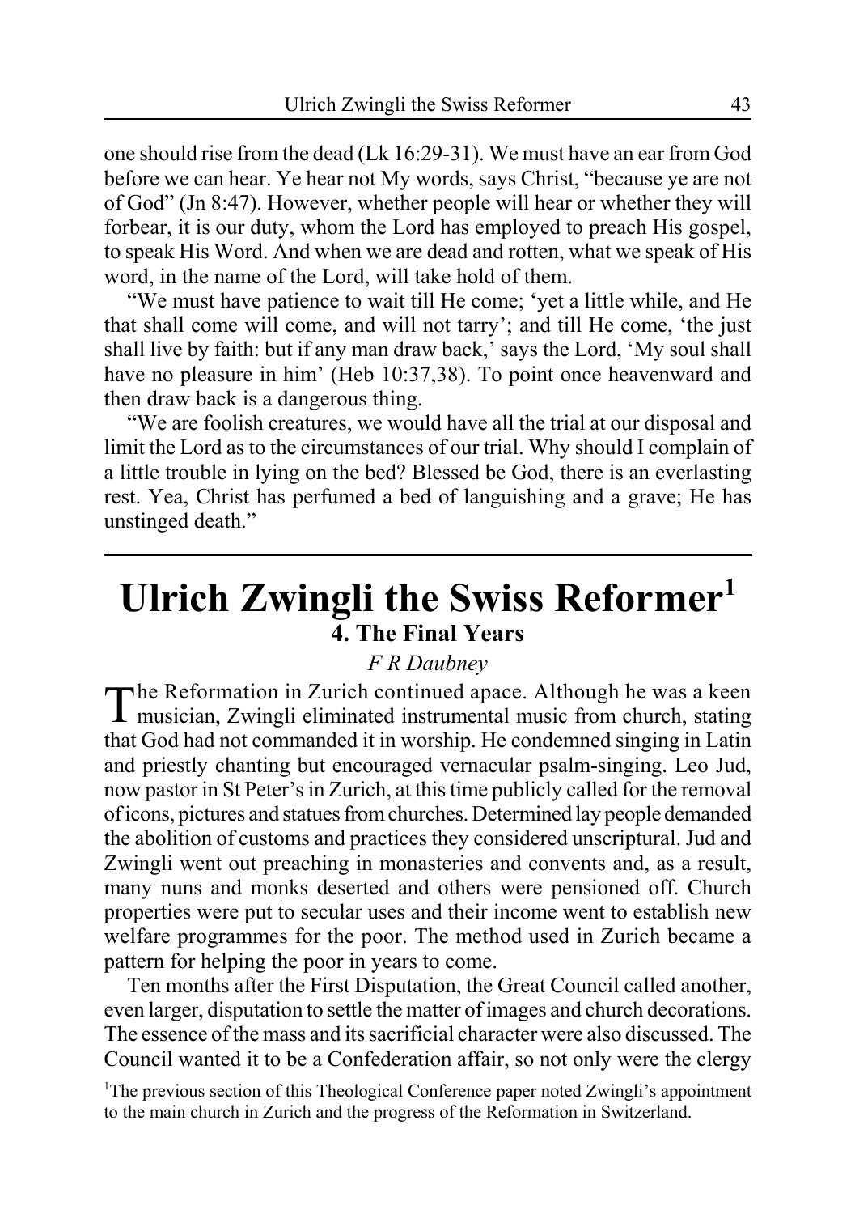one should rise from the dead (Lk 16:29-31). We must have an ear from God before we can hear. Ye hear not My words, says Christ, "because ye are not of God" (Jn 8:47). However, whether people will hear or whether they will forbear, it is our duty, whom the Lord has employed to preach His gospel, to speak His Word. And when we are dead and rotten, what we speak of His word, in the name of the Lord, will take hold of them.

"We must have patience to wait till He come; 'yet a little while, and He that shall come will come, and will not tarry'; and till He come, 'the just shall live by faith: but if any man draw back,' says the Lord, 'My soul shall have no pleasure in him' (Heb 10:37,38). To point once heavenward and then draw back is a dangerous thing.

"We are foolish creatures, we would have all the trial at our disposal and limit the Lord as to the circumstances of our trial. Why should I complain of a little trouble in lying on the bed? Blessed be God, there is an everlasting rest. Yea, Christ has perfumed a bed of languishing and a grave; He has unstinged death."

# Ulrich Zwingli the Swiss Reformer[1]

## 4. The Final Years

*F R Daubney*

The Reformation in Zurich continued apace. Although he was a keen musician, Zwingli eliminated instrumental music from church, stating that God had not commanded it in worship. He condemned singing in Latin and priestly chanting but encouraged vernacular psalm-singing. Leo Jud, now pastor in St Peter's in Zurich, at this time publicly called for the removal of icons, pictures and statues from churches. Determined lay people demanded the abolition of customs and practices they considered unscriptural. Jud and Zwingli went out preaching in monasteries and convents and, as a result, many nuns and monks deserted and others were pensioned off. Church properties were put to secular uses and their income went to establish new welfare programmes for the poor. The method used in Zurich became a pattern for helping the poor in years to come.

Ten months after the First Disputation, the Great Council called another, even larger, disputation to settle the matter of images and church decorations. The essence of the mass and its sacrificial character were also discussed. The Council wanted it to be a Confederation affair, so not only were the clergy

[1]The previous section of this Theological Conference paper noted Zwingli's appointment to the main church in Zurich and the progress of the Reformation in Switzerland.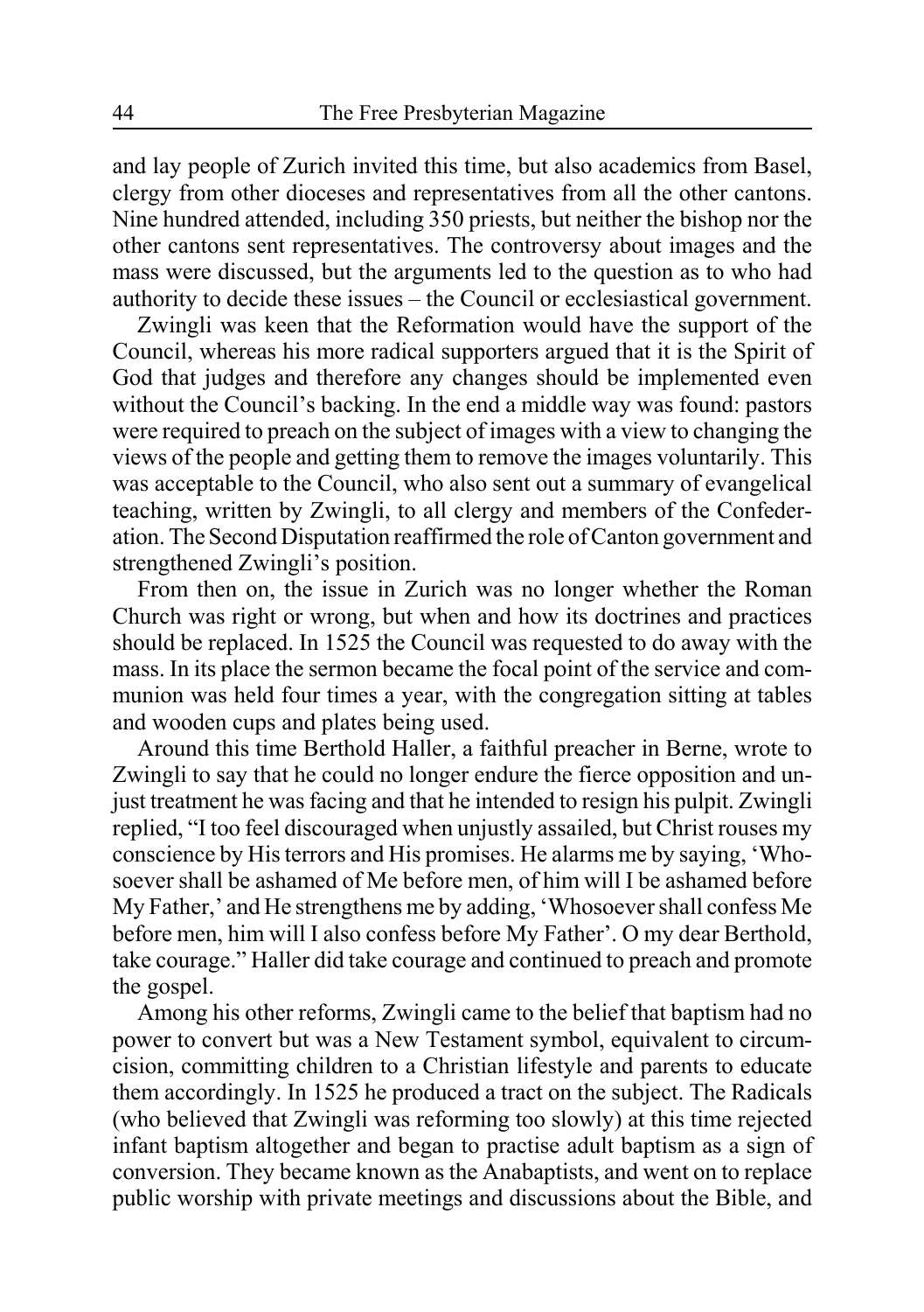and lay people of Zurich invited this time, but also academics from Basel, clergy from other dioceses and representatives from all the other cantons. Nine hundred attended, including 350 priests, but neither the bishop nor the other cantons sent representatives. The controversy about images and the mass were discussed, but the arguments led to the question as to who had authority to decide these issues – the Council or ecclesiastical government.

Zwingli was keen that the Reformation would have the support of the Council, whereas his more radical supporters argued that it is the Spirit of God that judges and therefore any changes should be implemented even without the Council's backing. In the end a middle way was found: pastors were required to preach on the subject of images with a view to changing the views of the people and getting them to remove the images voluntarily. This was acceptable to the Council, who also sent out a summary of evangelical teaching, written by Zwingli, to all clergy and members of the Confederation. The Second Disputation reaffirmed the role of Canton government and strengthened Zwingli's position.

From then on, the issue in Zurich was no longer whether the Roman Church was right or wrong, but when and how its doctrines and practices should be replaced. In 1525 the Council was requested to do away with the mass. In its place the sermon became the focal point of the service and communion was held four times a year, with the congregation sitting at tables and wooden cups and plates being used.

Around this time Berthold Haller, a faithful preacher in Berne, wrote to Zwingli to say that he could no longer endure the fierce opposition and unjust treatment he was facing and that he intended to resign his pulpit. Zwingli replied, "I too feel discouraged when unjustly assailed, but Christ rouses my conscience by His terrors and His promises. He alarms me by saying, 'Whosoever shall be ashamed of Me before men, of him will I be ashamed before My Father,' and He strengthens me by adding, 'Whosoever shall confess Me before men, him will I also confess before My Father'. O my dear Berthold, take courage." Haller did take courage and continued to preach and promote the gospel.

Among his other reforms, Zwingli came to the belief that baptism had no power to convert but was a New Testament symbol, equivalent to circumcision, committing children to a Christian lifestyle and parents to educate them accordingly. In 1525 he produced a tract on the subject. The Radicals (who believed that Zwingli was reforming too slowly) at this time rejected infant baptism altogether and began to practise adult baptism as a sign of conversion. They became known as the Anabaptists, and went on to replace public worship with private meetings and discussions about the Bible, and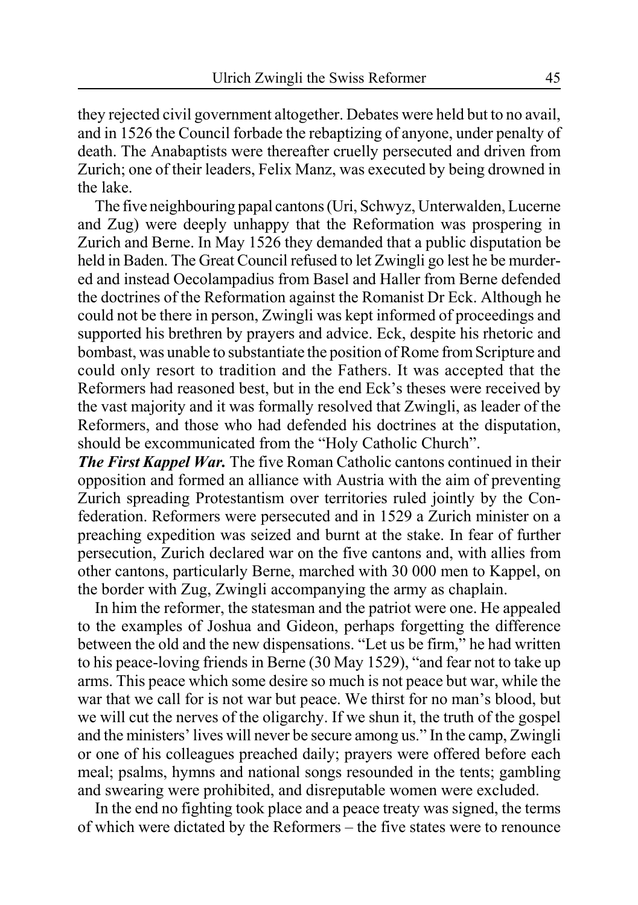they rejected civil government altogether. Debates were held but to no avail, and in 1526 the Council forbade the rebaptizing of anyone, under penalty of death. The Anabaptists were thereafter cruelly persecuted and driven from Zurich; one of their leaders, Felix Manz, was executed by being drowned in the lake.

The five neighbouring papal cantons (Uri, Schwyz, Unterwalden, Lucerne and Zug) were deeply unhappy that the Reformation was prospering in Zurich and Berne. In May 1526 they demanded that a public disputation be held in Baden. The Great Council refused to let Zwingli go lest he be murdered and instead Oecolampadius from Basel and Haller from Berne defended the doctrines of the Reformation against the Romanist Dr Eck. Although he could not be there in person, Zwingli was kept informed of proceedings and supported his brethren by prayers and advice. Eck, despite his rhetoric and bombast, was unable to substantiate the position of Rome from Scripture and could only resort to tradition and the Fathers. It was accepted that the Reformers had reasoned best, but in the end Eck's theses were received by the vast majority and it was formally resolved that Zwingli, as leader of the Reformers, and those who had defended his doctrines at the disputation, should be excommunicated from the "Holy Catholic Church".

***The First Kappel War.*** The five Roman Catholic cantons continued in their opposition and formed an alliance with Austria with the aim of preventing Zurich spreading Protestantism over territories ruled jointly by the Confederation. Reformers were persecuted and in 1529 a Zurich minister on a preaching expedition was seized and burnt at the stake. In fear of further persecution, Zurich declared war on the five cantons and, with allies from other cantons, particularly Berne, marched with 30 000 men to Kappel, on the border with Zug, Zwingli accompanying the army as chaplain.

In him the reformer, the statesman and the patriot were one. He appealed to the examples of Joshua and Gideon, perhaps forgetting the difference between the old and the new dispensations. "Let us be firm," he had written to his peace-loving friends in Berne (30 May 1529), "and fear not to take up arms. This peace which some desire so much is not peace but war, while the war that we call for is not war but peace. We thirst for no man's blood, but we will cut the nerves of the oligarchy. If we shun it, the truth of the gospel and the ministers' lives will never be secure among us." In the camp, Zwingli or one of his colleagues preached daily; prayers were offered before each meal; psalms, hymns and national songs resounded in the tents; gambling and swearing were prohibited, and disreputable women were excluded.

In the end no fighting took place and a peace treaty was signed, the terms of which were dictated by the Reformers – the five states were to renounce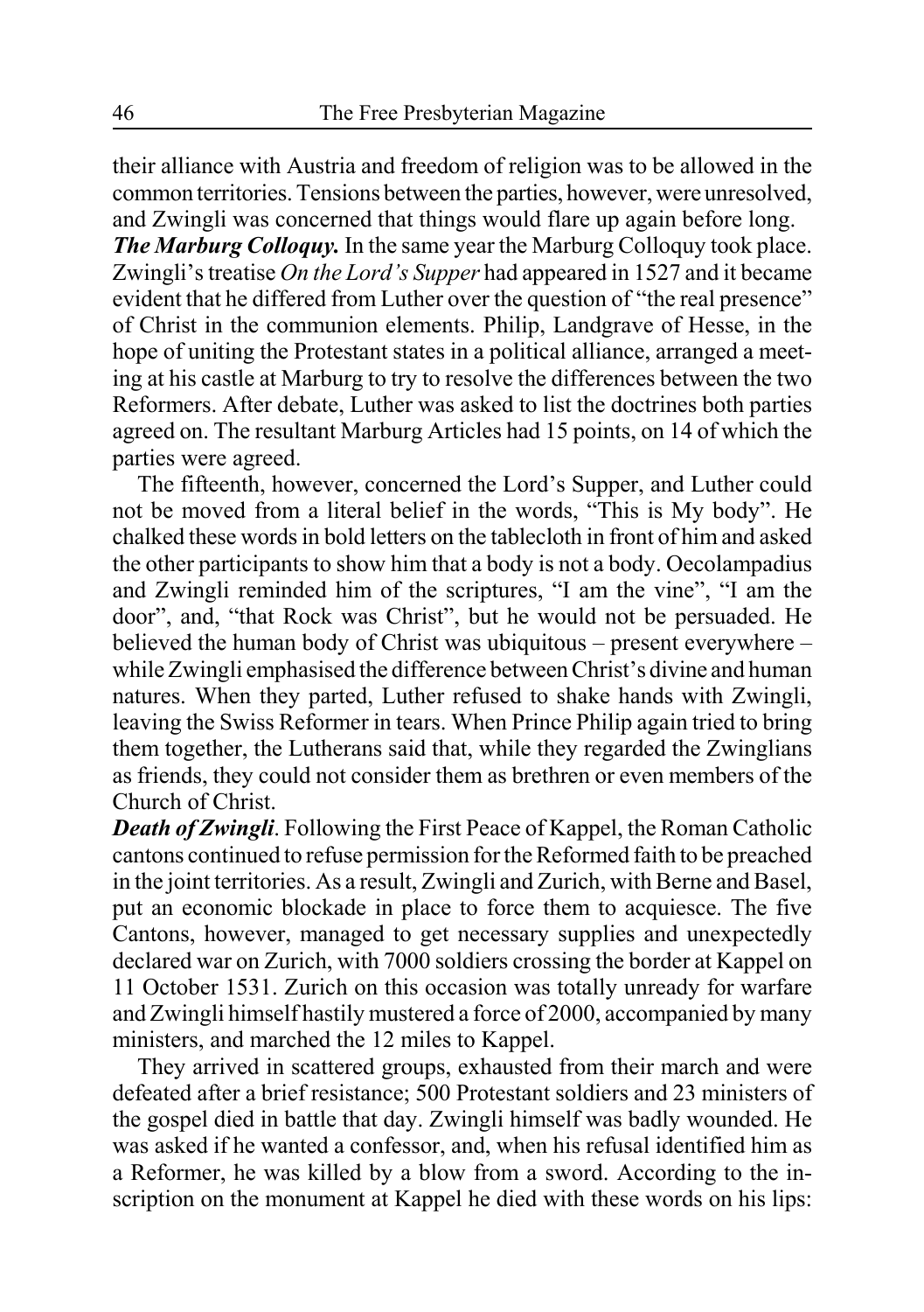their alliance with Austria and freedom of religion was to be allowed in the common territories. Tensions between the parties, however, were unresolved, and Zwingli was concerned that things would flare up again before long.

***The Marburg Colloquy.*** In the same year the Marburg Colloquy took place. Zwingli's treatise *On the Lord's Supper* had appeared in 1527 and it became evident that he differed from Luther over the question of "the real presence" of Christ in the communion elements. Philip, Landgrave of Hesse, in the hope of uniting the Protestant states in a political alliance, arranged a meeting at his castle at Marburg to try to resolve the differences between the two Reformers. After debate, Luther was asked to list the doctrines both parties agreed on. The resultant Marburg Articles had 15 points, on 14 of which the parties were agreed.

The fifteenth, however, concerned the Lord's Supper, and Luther could not be moved from a literal belief in the words, "This is My body". He chalked these words in bold letters on the tablecloth in front of him and asked the other participants to show him that a body is not a body. Oecolampadius and Zwingli reminded him of the scriptures, "I am the vine", "I am the door", and, "that Rock was Christ", but he would not be persuaded. He believed the human body of Christ was ubiquitous – present everywhere – while Zwingli emphasised the difference between Christ's divine and human natures. When they parted, Luther refused to shake hands with Zwingli, leaving the Swiss Reformer in tears. When Prince Philip again tried to bring them together, the Lutherans said that, while they regarded the Zwinglians as friends, they could not consider them as brethren or even members of the Church of Christ.

***Death of Zwingli***. Following the First Peace of Kappel, the Roman Catholic cantons continued to refuse permission for the Reformed faith to be preached in the joint territories. As a result, Zwingli and Zurich, with Berne and Basel, put an economic blockade in place to force them to acquiesce. The five Cantons, however, managed to get necessary supplies and unexpectedly declared war on Zurich, with 7000 soldiers crossing the border at Kappel on 11 October 1531. Zurich on this occasion was totally unready for warfare and Zwingli himself hastily mustered a force of 2000, accompanied by many ministers, and marched the 12 miles to Kappel.

They arrived in scattered groups, exhausted from their march and were defeated after a brief resistance; 500 Protestant soldiers and 23 ministers of the gospel died in battle that day. Zwingli himself was badly wounded. He was asked if he wanted a confessor, and, when his refusal identified him as a Reformer, he was killed by a blow from a sword. According to the inscription on the monument at Kappel he died with these words on his lips: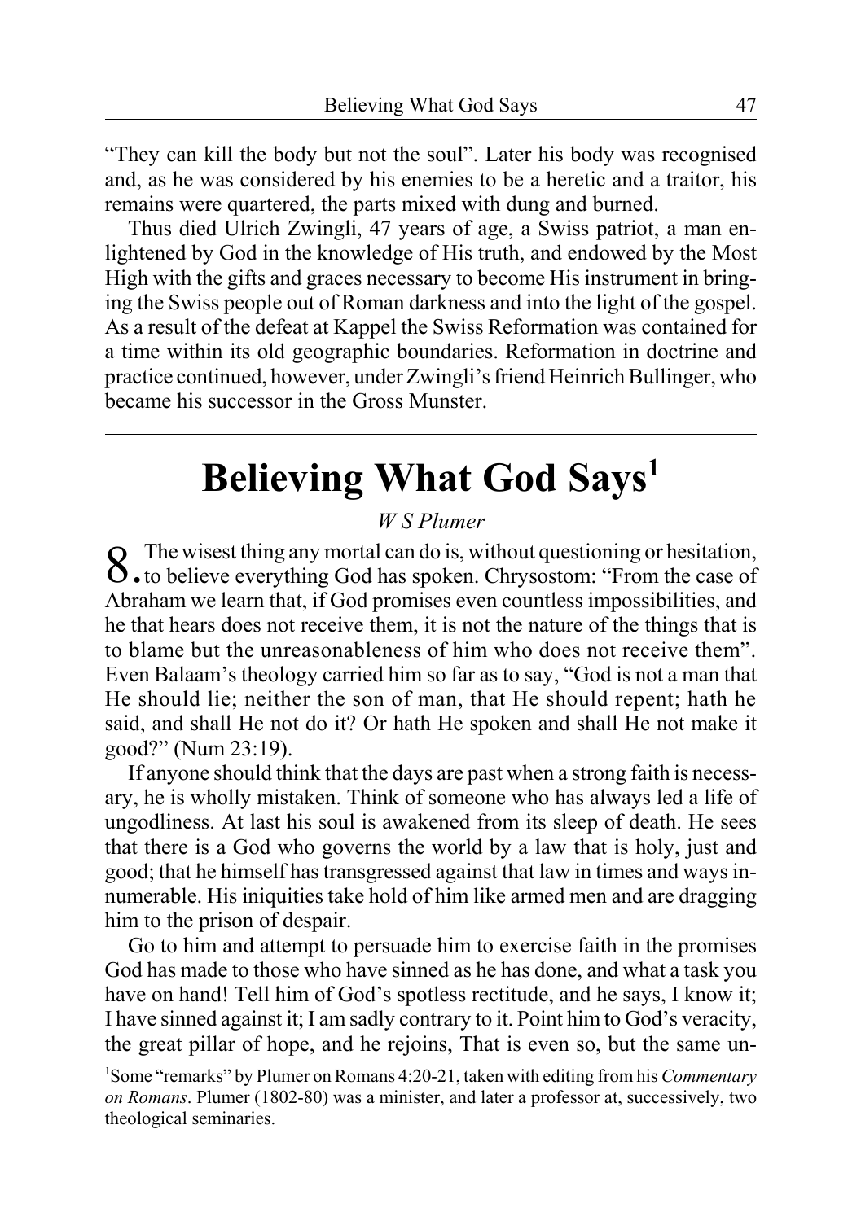"They can kill the body but not the soul". Later his body was recognised and, as he was considered by his enemies to be a heretic and a traitor, his remains were quartered, the parts mixed with dung and burned.

Thus died Ulrich Zwingli, 47 years of age, a Swiss patriot, a man enlightened by God in the knowledge of His truth, and endowed by the Most High with the gifts and graces necessary to become His instrument in bringing the Swiss people out of Roman darkness and into the light of the gospel. As a result of the defeat at Kappel the Swiss Reformation was contained for a time within its old geographic boundaries. Reformation in doctrine and practice continued, however, under Zwingli's friend Heinrich Bullinger, who became his successor in the Gross Munster.

---

# Believing What God Says[1]

*W S Plumer*

8. The wisest thing any mortal can do is, without questioning or hesitation, to believe everything God has spoken. Chrysostom: "From the case of Abraham we learn that, if God promises even countless impossibilities, and he that hears does not receive them, it is not the nature of the things that is to blame but the unreasonableness of him who does not receive them". Even Balaam's theology carried him so far as to say, "God is not a man that He should lie; neither the son of man, that He should repent; hath he said, and shall He not do it? Or hath He spoken and shall He not make it good?" (Num 23:19).

If anyone should think that the days are past when a strong faith is necessary, he is wholly mistaken. Think of someone who has always led a life of ungodliness. At last his soul is awakened from its sleep of death. He sees that there is a God who governs the world by a law that is holy, just and good; that he himself has transgressed against that law in times and ways innumerable. His iniquities take hold of him like armed men and are dragging him to the prison of despair.

Go to him and attempt to persuade him to exercise faith in the promises God has made to those who have sinned as he has done, and what a task you have on hand! Tell him of God's spotless rectitude, and he says, I know it; I have sinned against it; I am sadly contrary to it. Point him to God's veracity, the great pillar of hope, and he rejoins, That is even so, but the same un-

[1]Some "remarks" by Plumer on Romans 4:20-21, taken with editing from his *Commentary on Romans*. Plumer (1802-80) was a minister, and later a professor at, successively, two theological seminaries.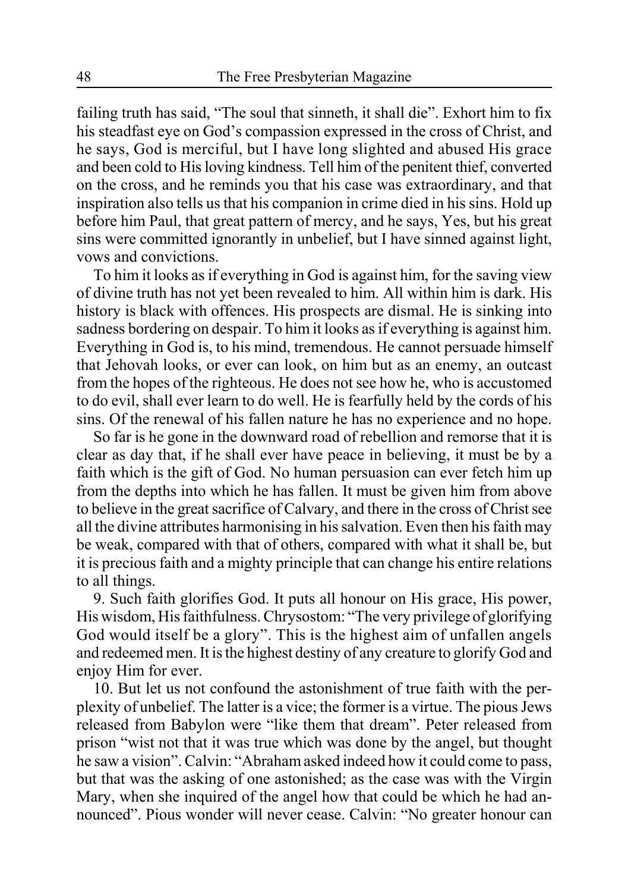failing truth has said, "The soul that sinneth, it shall die". Exhort him to fix his steadfast eye on God's compassion expressed in the cross of Christ, and he says, God is merciful, but I have long slighted and abused His grace and been cold to His loving kindness. Tell him of the penitent thief, converted on the cross, and he reminds you that his case was extraordinary, and that inspiration also tells us that his companion in crime died in his sins. Hold up before him Paul, that great pattern of mercy, and he says, Yes, but his great sins were committed ignorantly in unbelief, but I have sinned against light, vows and convictions.

To him it looks as if everything in God is against him, for the saving view of divine truth has not yet been revealed to him. All within him is dark. His history is black with offences. His prospects are dismal. He is sinking into sadness bordering on despair. To him it looks as if everything is against him. Everything in God is, to his mind, tremendous. He cannot persuade himself that Jehovah looks, or ever can look, on him but as an enemy, an outcast from the hopes of the righteous. He does not see how he, who is accustomed to do evil, shall ever learn to do well. He is fearfully held by the cords of his sins. Of the renewal of his fallen nature he has no experience and no hope.

So far is he gone in the downward road of rebellion and remorse that it is clear as day that, if he shall ever have peace in believing, it must be by a faith which is the gift of God. No human persuasion can ever fetch him up from the depths into which he has fallen. It must be given him from above to believe in the great sacrifice of Calvary, and there in the cross of Christ see all the divine attributes harmonising in his salvation. Even then his faith may be weak, compared with that of others, compared with what it shall be, but it is precious faith and a mighty principle that can change his entire relations to all things.

9. Such faith glorifies God. It puts all honour on His grace, His power, His wisdom, His faithfulness. Chrysostom: "The very privilege of glorifying God would itself be a glory". This is the highest aim of unfallen angels and redeemed men. It is the highest destiny of any creature to glorify God and enjoy Him for ever.

10. But let us not confound the astonishment of true faith with the perplexity of unbelief. The latter is a vice; the former is a virtue. The pious Jews released from Babylon were "like them that dream". Peter released from prison "wist not that it was true which was done by the angel, but thought he saw a vision". Calvin: "Abraham asked indeed how it could come to pass, but that was the asking of one astonished; as the case was with the Virgin Mary, when she inquired of the angel how that could be which he had announced". Pious wonder will never cease. Calvin: "No greater honour can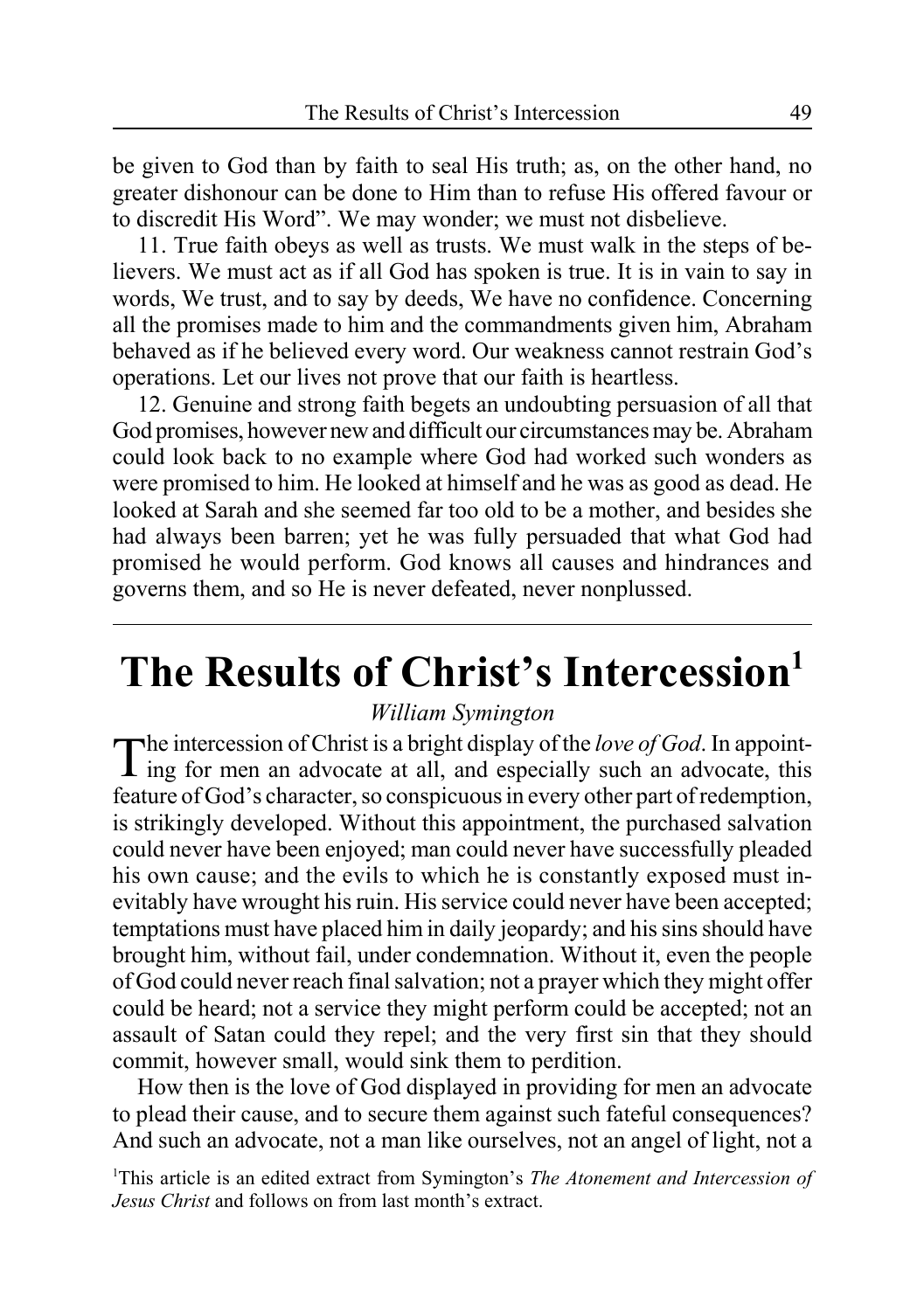be given to God than by faith to seal His truth; as, on the other hand, no greater dishonour can be done to Him than to refuse His offered favour or to discredit His Word". We may wonder; we must not disbelieve.

11. True faith obeys as well as trusts. We must walk in the steps of believers. We must act as if all God has spoken is true. It is in vain to say in words, We trust, and to say by deeds, We have no confidence. Concerning all the promises made to him and the commandments given him, Abraham behaved as if he believed every word. Our weakness cannot restrain God's operations. Let our lives not prove that our faith is heartless.

12. Genuine and strong faith begets an undoubting persuasion of all that God promises, however new and difficult our circumstances may be. Abraham could look back to no example where God had worked such wonders as were promised to him. He looked at himself and he was as good as dead. He looked at Sarah and she seemed far too old to be a mother, and besides she had always been barren; yet he was fully persuaded that what God had promised he would perform. God knows all causes and hindrances and governs them, and so He is never defeated, never nonplussed.

---

# The Results of Christ's Intercession[1]

*William Symington*

The intercession of Christ is a bright display of the *love of God*. In appointing for men an advocate at all, and especially such an advocate, this feature of God's character, so conspicuous in every other part of redemption, is strikingly developed. Without this appointment, the purchased salvation could never have been enjoyed; man could never have successfully pleaded his own cause; and the evils to which he is constantly exposed must inevitably have wrought his ruin. His service could never have been accepted; temptations must have placed him in daily jeopardy; and his sins should have brought him, without fail, under condemnation. Without it, even the people of God could never reach final salvation; not a prayer which they might offer could be heard; not a service they might perform could be accepted; not an assault of Satan could they repel; and the very first sin that they should commit, however small, would sink them to perdition.

How then is the love of God displayed in providing for men an advocate to plead their cause, and to secure them against such fateful consequences? And such an advocate, not a man like ourselves, not an angel of light, not a

[1]This article is an edited extract from Symington's *The Atonement and Intercession of Jesus Christ* and follows on from last month's extract.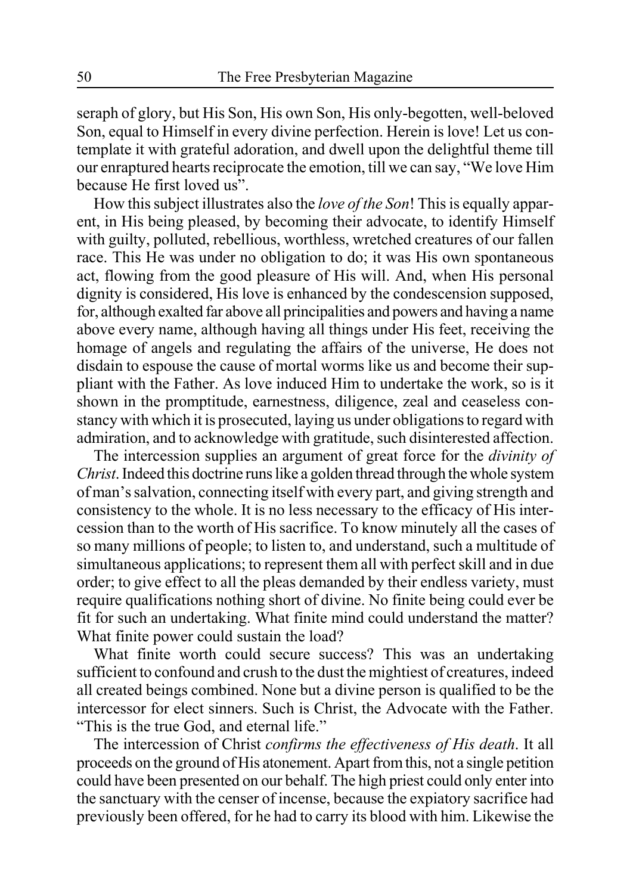seraph of glory, but His Son, His own Son, His only-begotten, well-beloved Son, equal to Himself in every divine perfection. Herein is love! Let us contemplate it with grateful adoration, and dwell upon the delightful theme till our enraptured hearts reciprocate the emotion, till we can say, "We love Him because He first loved us".

How this subject illustrates also the *love of the Son*! This is equally apparent, in His being pleased, by becoming their advocate, to identify Himself with guilty, polluted, rebellious, worthless, wretched creatures of our fallen race. This He was under no obligation to do; it was His own spontaneous act, flowing from the good pleasure of His will. And, when His personal dignity is considered, His love is enhanced by the condescension supposed, for, although exalted far above all principalities and powers and having a name above every name, although having all things under His feet, receiving the homage of angels and regulating the affairs of the universe, He does not disdain to espouse the cause of mortal worms like us and become their suppliant with the Father. As love induced Him to undertake the work, so is it shown in the promptitude, earnestness, diligence, zeal and ceaseless constancy with which it is prosecuted, laying us under obligations to regard with admiration, and to acknowledge with gratitude, such disinterested affection.

The intercession supplies an argument of great force for the *divinity of Christ*. Indeed this doctrine runs like a golden thread through the whole system of man's salvation, connecting itself with every part, and giving strength and consistency to the whole. It is no less necessary to the efficacy of His intercession than to the worth of His sacrifice. To know minutely all the cases of so many millions of people; to listen to, and understand, such a multitude of simultaneous applications; to represent them all with perfect skill and in due order; to give effect to all the pleas demanded by their endless variety, must require qualifications nothing short of divine. No finite being could ever be fit for such an undertaking. What finite mind could understand the matter? What finite power could sustain the load?

What finite worth could secure success? This was an undertaking sufficient to confound and crush to the dust the mightiest of creatures, indeed all created beings combined. None but a divine person is qualified to be the intercessor for elect sinners. Such is Christ, the Advocate with the Father. "This is the true God, and eternal life."

The intercession of Christ *confirms the effectiveness of His death*. It all proceeds on the ground of His atonement. Apart from this, not a single petition could have been presented on our behalf. The high priest could only enter into the sanctuary with the censer of incense, because the expiatory sacrifice had previously been offered, for he had to carry its blood with him. Likewise the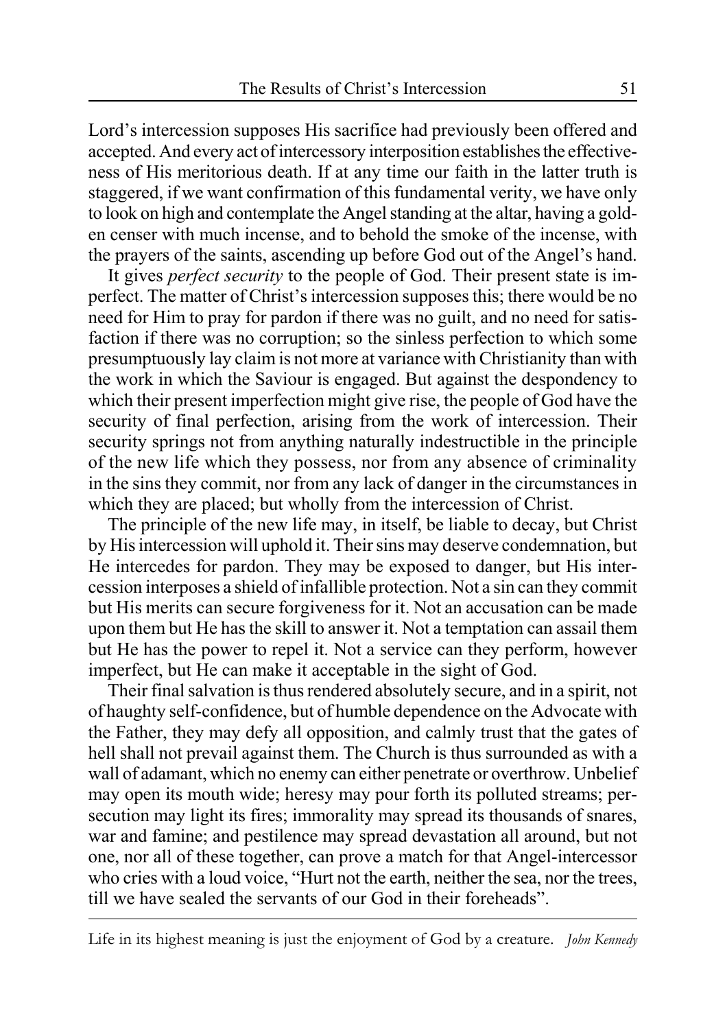Lord's intercession supposes His sacrifice had previously been offered and accepted. And every act of intercessory interposition establishes the effectiveness of His meritorious death. If at any time our faith in the latter truth is staggered, if we want confirmation of this fundamental verity, we have only to look on high and contemplate the Angel standing at the altar, having a golden censer with much incense, and to behold the smoke of the incense, with the prayers of the saints, ascending up before God out of the Angel's hand.

It gives *perfect security* to the people of God. Their present state is imperfect. The matter of Christ's intercession supposes this; there would be no need for Him to pray for pardon if there was no guilt, and no need for satisfaction if there was no corruption; so the sinless perfection to which some presumptuously lay claim is not more at variance with Christianity than with the work in which the Saviour is engaged. But against the despondency to which their present imperfection might give rise, the people of God have the security of final perfection, arising from the work of intercession. Their security springs not from anything naturally indestructible in the principle of the new life which they possess, nor from any absence of criminality in the sins they commit, nor from any lack of danger in the circumstances in which they are placed; but wholly from the intercession of Christ.

The principle of the new life may, in itself, be liable to decay, but Christ by His intercession will uphold it. Their sins may deserve condemnation, but He intercedes for pardon. They may be exposed to danger, but His intercession interposes a shield of infallible protection. Not a sin can they commit but His merits can secure forgiveness for it. Not an accusation can be made upon them but He has the skill to answer it. Not a temptation can assail them but He has the power to repel it. Not a service can they perform, however imperfect, but He can make it acceptable in the sight of God.

Their final salvation is thus rendered absolutely secure, and in a spirit, not of haughty self-confidence, but of humble dependence on the Advocate with the Father, they may defy all opposition, and calmly trust that the gates of hell shall not prevail against them. The Church is thus surrounded as with a wall of adamant, which no enemy can either penetrate or overthrow. Unbelief may open its mouth wide; heresy may pour forth its polluted streams; persecution may light its fires; immorality may spread its thousands of snares, war and famine; and pestilence may spread devastation all around, but not one, nor all of these together, can prove a match for that Angel-intercessor who cries with a loud voice, "Hurt not the earth, neither the sea, nor the trees, till we have sealed the servants of our God in their foreheads".

---

Life in its highest meaning is just the enjoyment of God by a creature. *John Kennedy*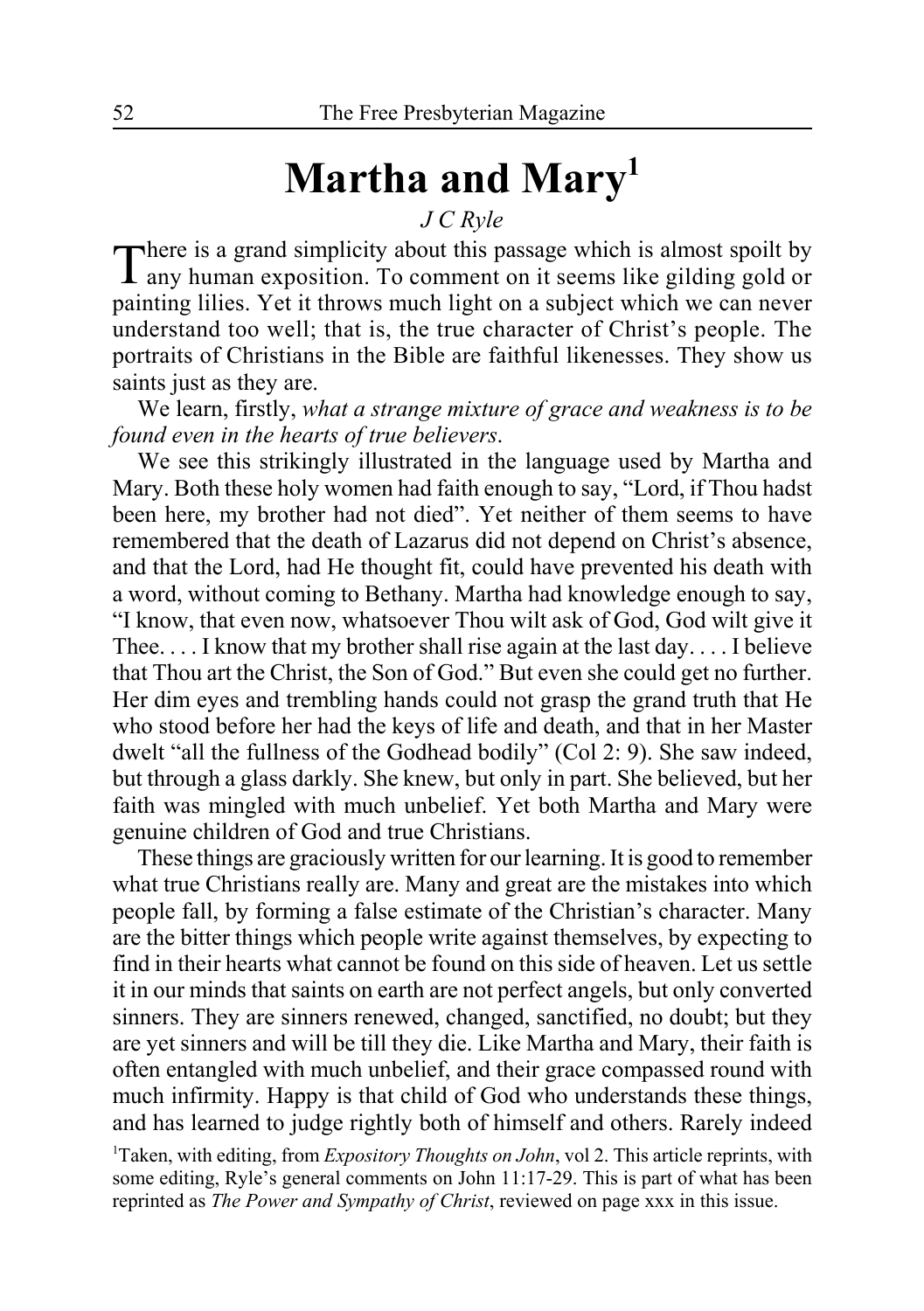# Martha and Mary[1]

*J C Ryle*

There is a grand simplicity about this passage which is almost spoilt by any human exposition. To comment on it seems like gilding gold or painting lilies. Yet it throws much light on a subject which we can never understand too well; that is, the true character of Christ's people. The portraits of Christians in the Bible are faithful likenesses. They show us saints just as they are.

We learn, firstly, *what a strange mixture of grace and weakness is to be found even in the hearts of true believers*.

We see this strikingly illustrated in the language used by Martha and Mary. Both these holy women had faith enough to say, "Lord, if Thou hadst been here, my brother had not died". Yet neither of them seems to have remembered that the death of Lazarus did not depend on Christ's absence, and that the Lord, had He thought fit, could have prevented his death with a word, without coming to Bethany. Martha had knowledge enough to say, "I know, that even now, whatsoever Thou wilt ask of God, God wilt give it Thee. . . . I know that my brother shall rise again at the last day. . . . I believe that Thou art the Christ, the Son of God." But even she could get no further. Her dim eyes and trembling hands could not grasp the grand truth that He who stood before her had the keys of life and death, and that in her Master dwelt "all the fullness of the Godhead bodily" (Col 2: 9). She saw indeed, but through a glass darkly. She knew, but only in part. She believed, but her faith was mingled with much unbelief. Yet both Martha and Mary were genuine children of God and true Christians.

These things are graciously written for our learning. It is good to remember what true Christians really are. Many and great are the mistakes into which people fall, by forming a false estimate of the Christian's character. Many are the bitter things which people write against themselves, by expecting to find in their hearts what cannot be found on this side of heaven. Let us settle it in our minds that saints on earth are not perfect angels, but only converted sinners. They are sinners renewed, changed, sanctified, no doubt; but they are yet sinners and will be till they die. Like Martha and Mary, their faith is often entangled with much unbelief, and their grace compassed round with much infirmity. Happy is that child of God who understands these things, and has learned to judge rightly both of himself and others. Rarely indeed

[1]Taken, with editing, from *Expository Thoughts on John*, vol 2. This article reprints, with some editing, Ryle's general comments on John 11:17-29. This is part of what has been reprinted as *The Power and Sympathy of Christ*, reviewed on page xxx in this issue.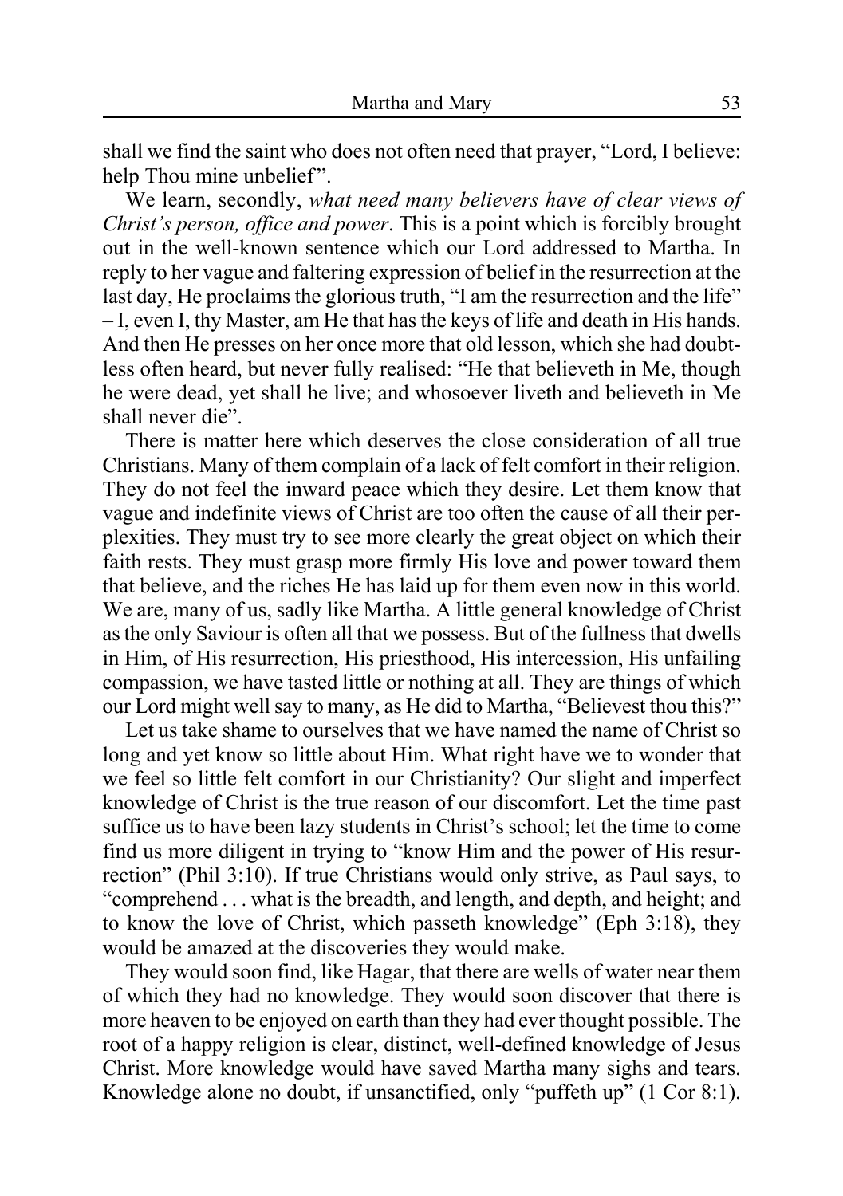shall we find the saint who does not often need that prayer, "Lord, I believe: help Thou mine unbelief".

We learn, secondly, *what need many believers have of clear views of Christ's person, office and power*. This is a point which is forcibly brought out in the well-known sentence which our Lord addressed to Martha. In reply to her vague and faltering expression of belief in the resurrection at the last day, He proclaims the glorious truth, "I am the resurrection and the life" – I, even I, thy Master, am He that has the keys of life and death in His hands. And then He presses on her once more that old lesson, which she had doubtless often heard, but never fully realised: "He that believeth in Me, though he were dead, yet shall he live; and whosoever liveth and believeth in Me shall never die".

There is matter here which deserves the close consideration of all true Christians. Many of them complain of a lack of felt comfort in their religion. They do not feel the inward peace which they desire. Let them know that vague and indefinite views of Christ are too often the cause of all their perplexities. They must try to see more clearly the great object on which their faith rests. They must grasp more firmly His love and power toward them that believe, and the riches He has laid up for them even now in this world. We are, many of us, sadly like Martha. A little general knowledge of Christ as the only Saviour is often all that we possess. But of the fullness that dwells in Him, of His resurrection, His priesthood, His intercession, His unfailing compassion, we have tasted little or nothing at all. They are things of which our Lord might well say to many, as He did to Martha, "Believest thou this?"

Let us take shame to ourselves that we have named the name of Christ so long and yet know so little about Him. What right have we to wonder that we feel so little felt comfort in our Christianity? Our slight and imperfect knowledge of Christ is the true reason of our discomfort. Let the time past suffice us to have been lazy students in Christ's school; let the time to come find us more diligent in trying to "know Him and the power of His resurrection" (Phil 3:10). If true Christians would only strive, as Paul says, to "comprehend . . . what is the breadth, and length, and depth, and height; and to know the love of Christ, which passeth knowledge" (Eph 3:18), they would be amazed at the discoveries they would make.

They would soon find, like Hagar, that there are wells of water near them of which they had no knowledge. They would soon discover that there is more heaven to be enjoyed on earth than they had ever thought possible. The root of a happy religion is clear, distinct, well-defined knowledge of Jesus Christ. More knowledge would have saved Martha many sighs and tears. Knowledge alone no doubt, if unsanctified, only "puffeth up" (1 Cor 8:1).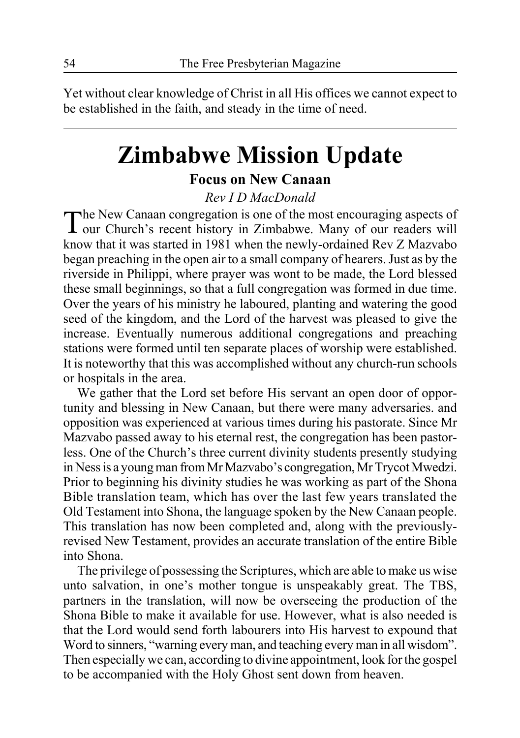Yet without clear knowledge of Christ in all His offices we cannot expect to be established in the faith, and steady in the time of need.

---

# Zimbabwe Mission Update

### Focus on New Canaan

*Rev I D MacDonald*

The New Canaan congregation is one of the most encouraging aspects of our Church's recent history in Zimbabwe. Many of our readers will know that it was started in 1981 when the newly-ordained Rev Z Mazvabo began preaching in the open air to a small company of hearers. Just as by the riverside in Philippi, where prayer was wont to be made, the Lord blessed these small beginnings, so that a full congregation was formed in due time. Over the years of his ministry he laboured, planting and watering the good seed of the kingdom, and the Lord of the harvest was pleased to give the increase. Eventually numerous additional congregations and preaching stations were formed until ten separate places of worship were established. It is noteworthy that this was accomplished without any church-run schools or hospitals in the area.

We gather that the Lord set before His servant an open door of opportunity and blessing in New Canaan, but there were many adversaries. and opposition was experienced at various times during his pastorate. Since Mr Mazvabo passed away to his eternal rest, the congregation has been pastorless. One of the Church's three current divinity students presently studying in Ness is a young man from Mr Mazvabo's congregation, Mr Trycot Mwedzi. Prior to beginning his divinity studies he was working as part of the Shona Bible translation team, which has over the last few years translated the Old Testament into Shona, the language spoken by the New Canaan people. This translation has now been completed and, along with the previously-revised New Testament, provides an accurate translation of the entire Bible into Shona.

The privilege of possessing the Scriptures, which are able to make us wise unto salvation, in one's mother tongue is unspeakably great. The TBS, partners in the translation, will now be overseeing the production of the Shona Bible to make it available for use. However, what is also needed is that the Lord would send forth labourers into His harvest to expound that Word to sinners, "warning every man, and teaching every man in all wisdom". Then especially we can, according to divine appointment, look for the gospel to be accompanied with the Holy Ghost sent down from heaven.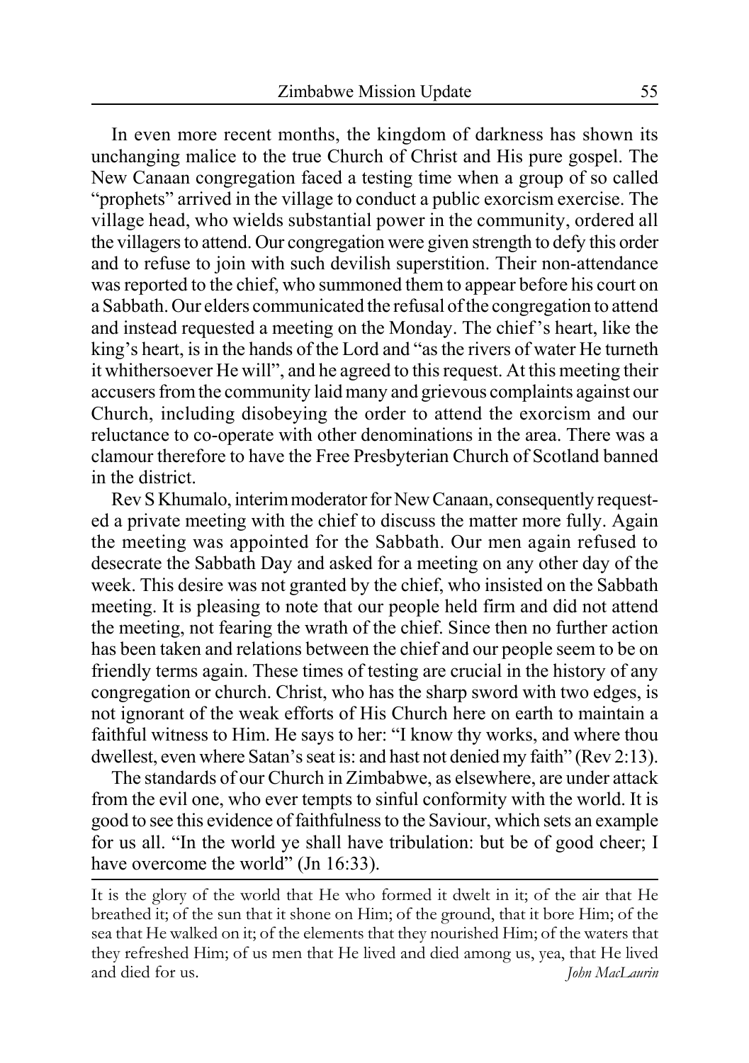In even more recent months, the kingdom of darkness has shown its unchanging malice to the true Church of Christ and His pure gospel. The New Canaan congregation faced a testing time when a group of so called "prophets" arrived in the village to conduct a public exorcism exercise. The village head, who wields substantial power in the community, ordered all the villagers to attend. Our congregation were given strength to defy this order and to refuse to join with such devilish superstition. Their non-attendance was reported to the chief, who summoned them to appear before his court on a Sabbath. Our elders communicated the refusal of the congregation to attend and instead requested a meeting on the Monday. The chief's heart, like the king's heart, is in the hands of the Lord and "as the rivers of water He turneth it whithersoever He will", and he agreed to this request. At this meeting their accusers from the community laid many and grievous complaints against our Church, including disobeying the order to attend the exorcism and our reluctance to co-operate with other denominations in the area. There was a clamour therefore to have the Free Presbyterian Church of Scotland banned in the district.

Rev S Khumalo, interim moderator for New Canaan, consequently requested a private meeting with the chief to discuss the matter more fully. Again the meeting was appointed for the Sabbath. Our men again refused to desecrate the Sabbath Day and asked for a meeting on any other day of the week. This desire was not granted by the chief, who insisted on the Sabbath meeting. It is pleasing to note that our people held firm and did not attend the meeting, not fearing the wrath of the chief. Since then no further action has been taken and relations between the chief and our people seem to be on friendly terms again. These times of testing are crucial in the history of any congregation or church. Christ, who has the sharp sword with two edges, is not ignorant of the weak efforts of His Church here on earth to maintain a faithful witness to Him. He says to her: "I know thy works, and where thou dwellest, even where Satan's seat is: and hast not denied my faith" (Rev 2:13).

The standards of our Church in Zimbabwe, as elsewhere, are under attack from the evil one, who ever tempts to sinful conformity with the world. It is good to see this evidence of faithfulness to the Saviour, which sets an example for us all. "In the world ye shall have tribulation: but be of good cheer; I have overcome the world" (Jn 16:33).

---

It is the glory of the world that He who formed it dwelt in it; of the air that He breathed it; of the sun that it shone on Him; of the ground, that it bore Him; of the sea that He walked on it; of the elements that they nourished Him; of the waters that they refreshed Him; of us men that He lived and died among us, yea, that He lived and died for us. *John MacLaurin*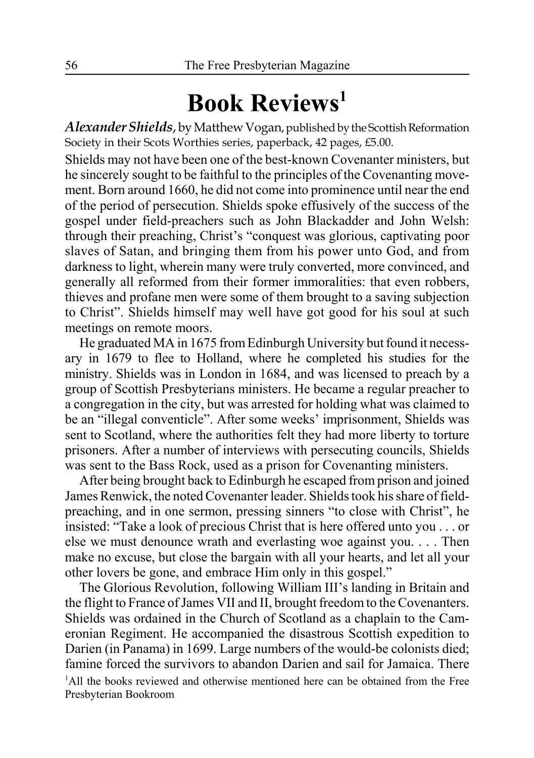# Book Reviews[1]

***Alexander Shields***, by Matthew Vogan, published by the Scottish Reformation Society in their Scots Worthies series, paperback, 42 pages, £5.00.

Shields may not have been one of the best-known Covenanter ministers, but he sincerely sought to be faithful to the principles of the Covenanting movement. Born around 1660, he did not come into prominence until near the end of the period of persecution. Shields spoke effusively of the success of the gospel under field-preachers such as John Blackadder and John Welsh: through their preaching, Christ's "conquest was glorious, captivating poor slaves of Satan, and bringing them from his power unto God, and from darkness to light, wherein many were truly converted, more convinced, and generally all reformed from their former immoralities: that even robbers, thieves and profane men were some of them brought to a saving subjection to Christ". Shields himself may well have got good for his soul at such meetings on remote moors.

He graduated MA in 1675 from Edinburgh University but found it necessary in 1679 to flee to Holland, where he completed his studies for the ministry. Shields was in London in 1684, and was licensed to preach by a group of Scottish Presbyterians ministers. He became a regular preacher to a congregation in the city, but was arrested for holding what was claimed to be an "illegal conventicle". After some weeks' imprisonment, Shields was sent to Scotland, where the authorities felt they had more liberty to torture prisoners. After a number of interviews with persecuting councils, Shields was sent to the Bass Rock, used as a prison for Covenanting ministers.

After being brought back to Edinburgh he escaped from prison and joined James Renwick, the noted Covenanter leader. Shields took his share of field-preaching, and in one sermon, pressing sinners "to close with Christ", he insisted: "Take a look of precious Christ that is here offered unto you . . . or else we must denounce wrath and everlasting woe against you. . . . Then make no excuse, but close the bargain with all your hearts, and let all your other lovers be gone, and embrace Him only in this gospel."

The Glorious Revolution, following William III's landing in Britain and the flight to France of James VII and II, brought freedom to the Covenanters. Shields was ordained in the Church of Scotland as a chaplain to the Cameronian Regiment. He accompanied the disastrous Scottish expedition to Darien (in Panama) in 1699. Large numbers of the would-be colonists died; famine forced the survivors to abandon Darien and sail for Jamaica. There

[1]All the books reviewed and otherwise mentioned here can be obtained from the Free Presbyterian Bookroom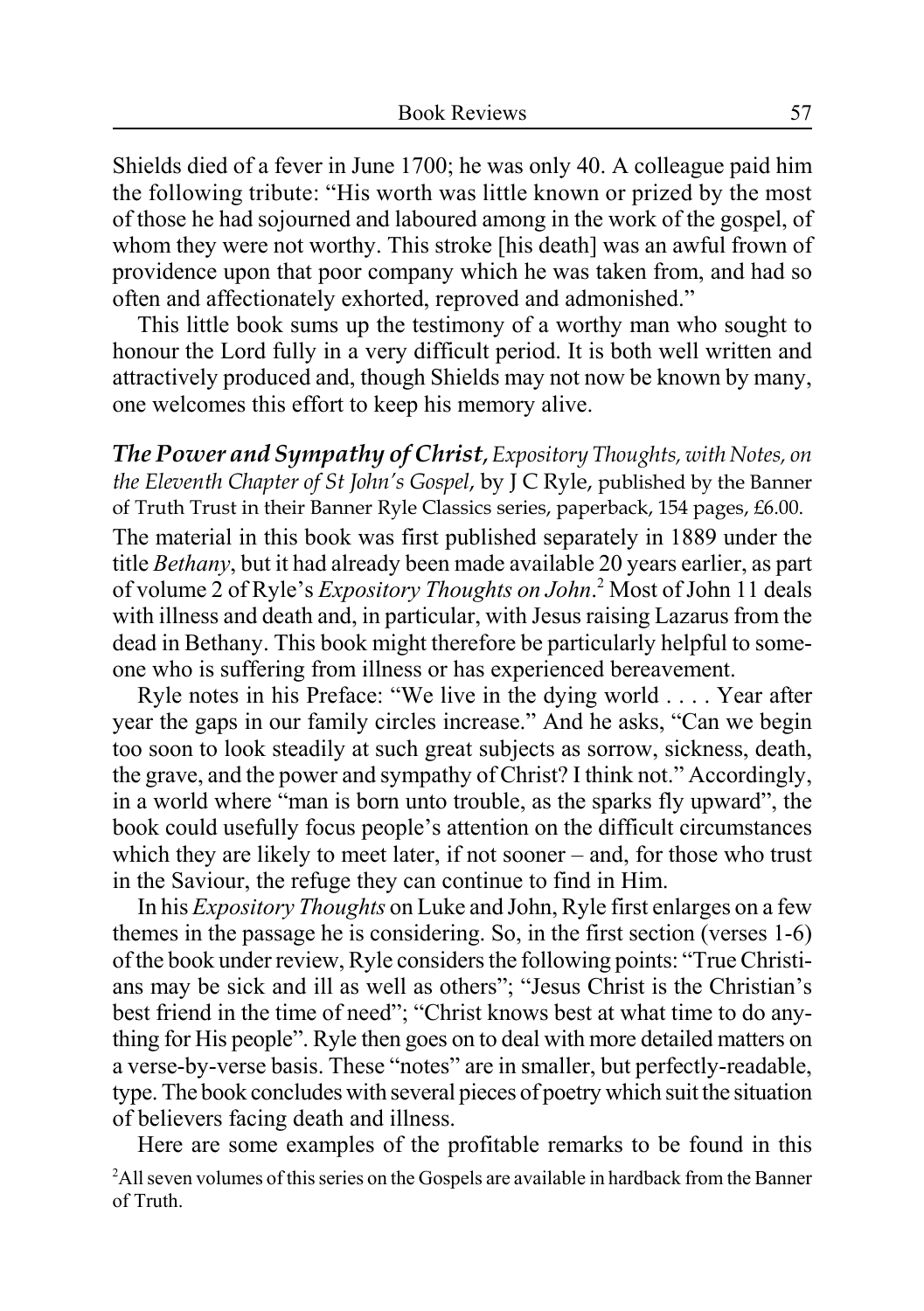Shields died of a fever in June 1700; he was only 40. A colleague paid him the following tribute: "His worth was little known or prized by the most of those he had sojourned and laboured among in the work of the gospel, of whom they were not worthy. This stroke [his death] was an awful frown of providence upon that poor company which he was taken from, and had so often and affectionately exhorted, reproved and admonished."

This little book sums up the testimony of a worthy man who sought to honour the Lord fully in a very difficult period. It is both well written and attractively produced and, though Shields may not now be known by many, one welcomes this effort to keep his memory alive.

***The Power and Sympathy of Christ****, Expository Thoughts, with Notes, on the Eleventh Chapter of St John's Gospel*, by J C Ryle, published by the Banner of Truth Trust in their Banner Ryle Classics series, paperback, 154 pages, £6.00.

The material in this book was first published separately in 1889 under the title *Bethany*, but it had already been made available 20 years earlier, as part of volume 2 of Ryle's *Expository Thoughts on John*.[2] Most of John 11 deals with illness and death and, in particular, with Jesus raising Lazarus from the dead in Bethany. This book might therefore be particularly helpful to someone who is suffering from illness or has experienced bereavement.

Ryle notes in his Preface: "We live in the dying world . . . . Year after year the gaps in our family circles increase." And he asks, "Can we begin too soon to look steadily at such great subjects as sorrow, sickness, death, the grave, and the power and sympathy of Christ? I think not." Accordingly, in a world where "man is born unto trouble, as the sparks fly upward", the book could usefully focus people's attention on the difficult circumstances which they are likely to meet later, if not sooner – and, for those who trust in the Saviour, the refuge they can continue to find in Him.

In his *Expository Thoughts* on Luke and John, Ryle first enlarges on a few themes in the passage he is considering. So, in the first section (verses 1-6) of the book under review, Ryle considers the following points: "True Christians may be sick and ill as well as others"; "Jesus Christ is the Christian's best friend in the time of need"; "Christ knows best at what time to do anything for His people". Ryle then goes on to deal with more detailed matters on a verse-by-verse basis. These "notes" are in smaller, but perfectly-readable, type. The book concludes with several pieces of poetry which suit the situation of believers facing death and illness.

Here are some examples of the profitable remarks to be found in this

[2] All seven volumes of this series on the Gospels are available in hardback from the Banner of Truth.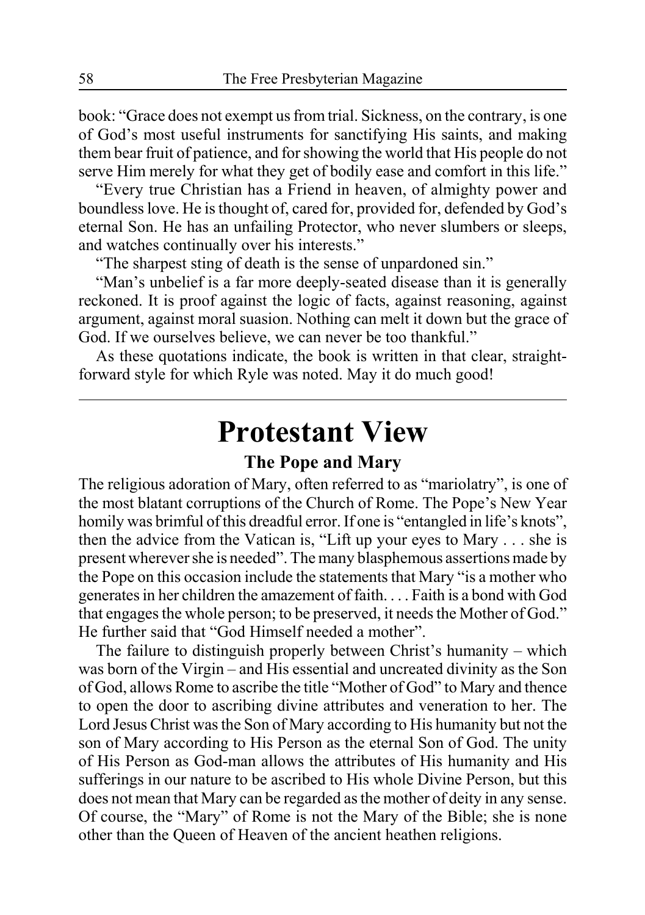book: "Grace does not exempt us from trial. Sickness, on the contrary, is one of God's most useful instruments for sanctifying His saints, and making them bear fruit of patience, and for showing the world that His people do not serve Him merely for what they get of bodily ease and comfort in this life."

"Every true Christian has a Friend in heaven, of almighty power and boundless love. He is thought of, cared for, provided for, defended by God's eternal Son. He has an unfailing Protector, who never slumbers or sleeps, and watches continually over his interests."

"The sharpest sting of death is the sense of unpardoned sin."

"Man's unbelief is a far more deeply-seated disease than it is generally reckoned. It is proof against the logic of facts, against reasoning, against argument, against moral suasion. Nothing can melt it down but the grace of God. If we ourselves believe, we can never be too thankful."

As these quotations indicate, the book is written in that clear, straightforward style for which Ryle was noted. May it do much good!

---

# Protestant View

### The Pope and Mary

The religious adoration of Mary, often referred to as "mariolatry", is one of the most blatant corruptions of the Church of Rome. The Pope's New Year homily was brimful of this dreadful error. If one is "entangled in life's knots", then the advice from the Vatican is, "Lift up your eyes to Mary . . . she is present wherever she is needed". The many blasphemous assertions made by the Pope on this occasion include the statements that Mary "is a mother who generates in her children the amazement of faith. . . . Faith is a bond with God that engages the whole person; to be preserved, it needs the Mother of God." He further said that "God Himself needed a mother".

The failure to distinguish properly between Christ's humanity – which was born of the Virgin – and His essential and uncreated divinity as the Son of God, allows Rome to ascribe the title "Mother of God" to Mary and thence to open the door to ascribing divine attributes and veneration to her. The Lord Jesus Christ was the Son of Mary according to His humanity but not the son of Mary according to His Person as the eternal Son of God. The unity of His Person as God-man allows the attributes of His humanity and His sufferings in our nature to be ascribed to His whole Divine Person, but this does not mean that Mary can be regarded as the mother of deity in any sense. Of course, the "Mary" of Rome is not the Mary of the Bible; she is none other than the Queen of Heaven of the ancient heathen religions.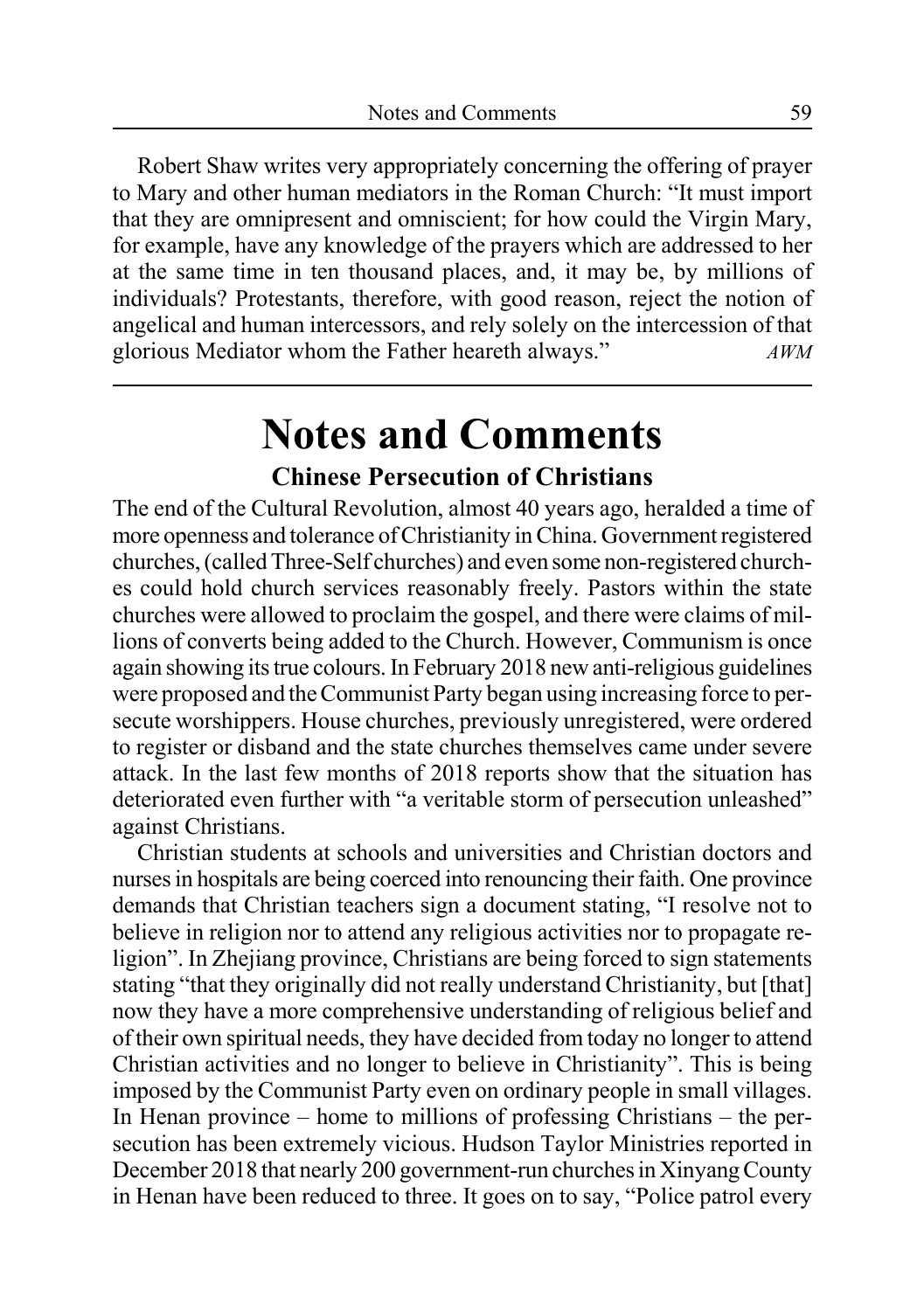Robert Shaw writes very appropriately concerning the offering of prayer to Mary and other human mediators in the Roman Church: "It must import that they are omnipresent and omniscient; for how could the Virgin Mary, for example, have any knowledge of the prayers which are addressed to her at the same time in ten thousand places, and, it may be, by millions of individuals? Protestants, therefore, with good reason, reject the notion of angelical and human intercessors, and rely solely on the intercession of that glorious Mediator whom the Father heareth always." *AWM*

# Notes and Comments

## Chinese Persecution of Christians

The end of the Cultural Revolution, almost 40 years ago, heralded a time of more openness and tolerance of Christianity in China. Government registered churches, (called Three-Self churches) and even some non-registered churches could hold church services reasonably freely. Pastors within the state churches were allowed to proclaim the gospel, and there were claims of millions of converts being added to the Church. However, Communism is once again showing its true colours. In February 2018 new anti-religious guidelines were proposed and the Communist Party began using increasing force to persecute worshippers. House churches, previously unregistered, were ordered to register or disband and the state churches themselves came under severe attack. In the last few months of 2018 reports show that the situation has deteriorated even further with "a veritable storm of persecution unleashed" against Christians.

Christian students at schools and universities and Christian doctors and nurses in hospitals are being coerced into renouncing their faith. One province demands that Christian teachers sign a document stating, "I resolve not to believe in religion nor to attend any religious activities nor to propagate religion". In Zhejiang province, Christians are being forced to sign statements stating "that they originally did not really understand Christianity, but [that] now they have a more comprehensive understanding of religious belief and of their own spiritual needs, they have decided from today no longer to attend Christian activities and no longer to believe in Christianity". This is being imposed by the Communist Party even on ordinary people in small villages. In Henan province – home to millions of professing Christians – the persecution has been extremely vicious. Hudson Taylor Ministries reported in December 2018 that nearly 200 government-run churches in Xinyang County in Henan have been reduced to three. It goes on to say, "Police patrol every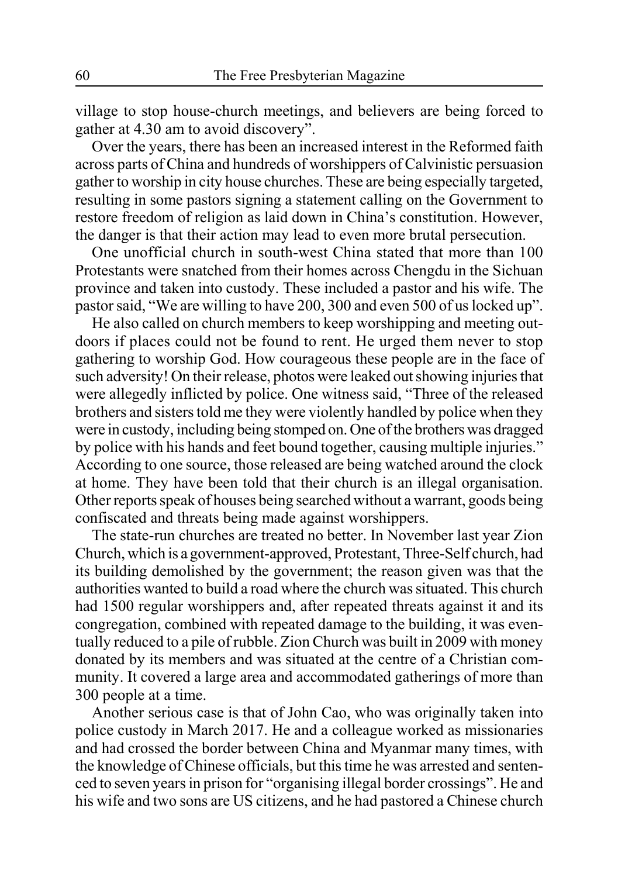village to stop house-church meetings, and believers are being forced to gather at 4.30 am to avoid discovery".

Over the years, there has been an increased interest in the Reformed faith across parts of China and hundreds of worshippers of Calvinistic persuasion gather to worship in city house churches. These are being especially targeted, resulting in some pastors signing a statement calling on the Government to restore freedom of religion as laid down in China's constitution. However, the danger is that their action may lead to even more brutal persecution.

One unofficial church in south-west China stated that more than 100 Protestants were snatched from their homes across Chengdu in the Sichuan province and taken into custody. These included a pastor and his wife. The pastor said, "We are willing to have 200, 300 and even 500 of us locked up".

He also called on church members to keep worshipping and meeting outdoors if places could not be found to rent. He urged them never to stop gathering to worship God. How courageous these people are in the face of such adversity! On their release, photos were leaked out showing injuries that were allegedly inflicted by police. One witness said, "Three of the released brothers and sisters told me they were violently handled by police when they were in custody, including being stomped on. One of the brothers was dragged by police with his hands and feet bound together, causing multiple injuries." According to one source, those released are being watched around the clock at home. They have been told that their church is an illegal organisation. Other reports speak of houses being searched without a warrant, goods being confiscated and threats being made against worshippers.

The state-run churches are treated no better. In November last year Zion Church, which is a government-approved, Protestant, Three-Self church, had its building demolished by the government; the reason given was that the authorities wanted to build a road where the church was situated. This church had 1500 regular worshippers and, after repeated threats against it and its congregation, combined with repeated damage to the building, it was eventually reduced to a pile of rubble. Zion Church was built in 2009 with money donated by its members and was situated at the centre of a Christian community. It covered a large area and accommodated gatherings of more than 300 people at a time.

Another serious case is that of John Cao, who was originally taken into police custody in March 2017. He and a colleague worked as missionaries and had crossed the border between China and Myanmar many times, with the knowledge of Chinese officials, but this time he was arrested and sentenced to seven years in prison for "organising illegal border crossings". He and his wife and two sons are US citizens, and he had pastored a Chinese church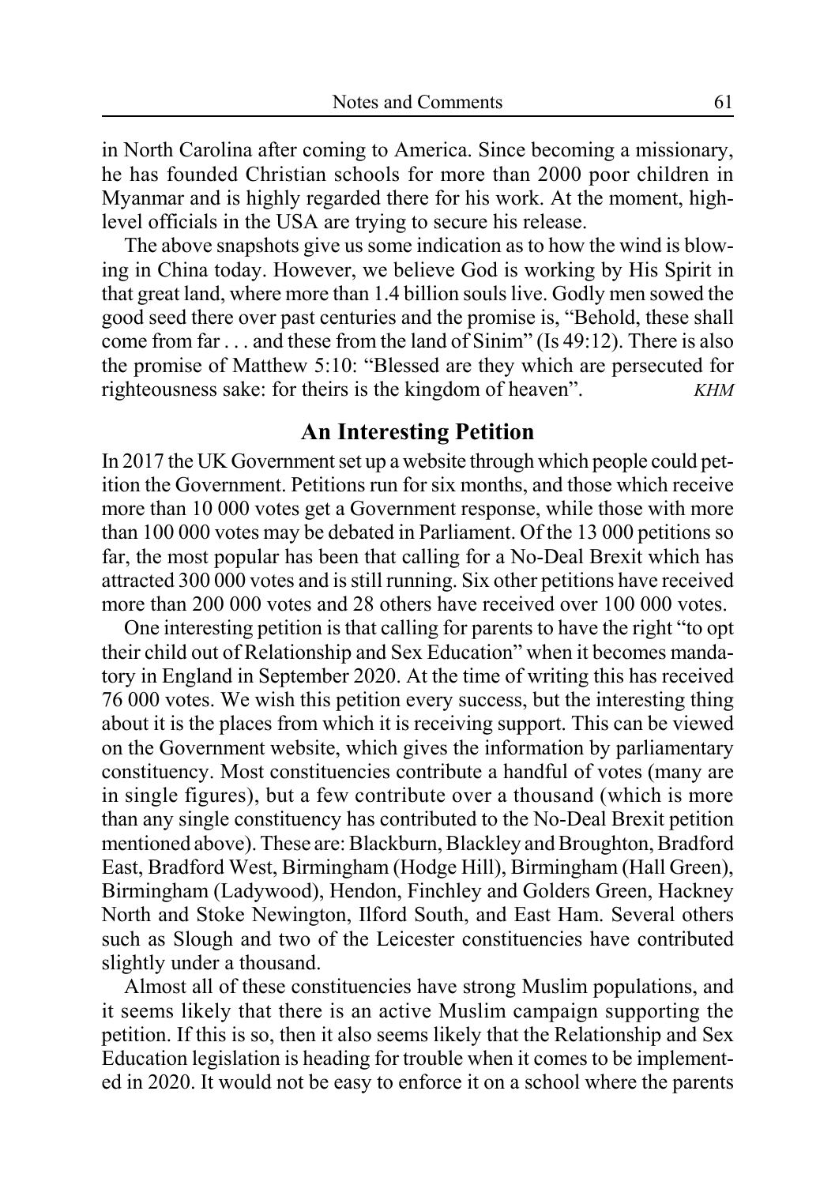in North Carolina after coming to America. Since becoming a missionary, he has founded Christian schools for more than 2000 poor children in Myanmar and is highly regarded there for his work. At the moment, high-level officials in the USA are trying to secure his release.

The above snapshots give us some indication as to how the wind is blowing in China today. However, we believe God is working by His Spirit in that great land, where more than 1.4 billion souls live. Godly men sowed the good seed there over past centuries and the promise is, "Behold, these shall come from far . . . and these from the land of Sinim" (Is 49:12). There is also the promise of Matthew 5:10: "Blessed are they which are persecuted for righteousness sake: for theirs is the kingdom of heaven". *KHM*

## An Interesting Petition

In 2017 the UK Government set up a website through which people could petition the Government. Petitions run for six months, and those which receive more than 10 000 votes get a Government response, while those with more than 100 000 votes may be debated in Parliament. Of the 13 000 petitions so far, the most popular has been that calling for a No-Deal Brexit which has attracted 300 000 votes and is still running. Six other petitions have received more than 200 000 votes and 28 others have received over 100 000 votes.

One interesting petition is that calling for parents to have the right "to opt their child out of Relationship and Sex Education" when it becomes mandatory in England in September 2020. At the time of writing this has received 76 000 votes. We wish this petition every success, but the interesting thing about it is the places from which it is receiving support. This can be viewed on the Government website, which gives the information by parliamentary constituency. Most constituencies contribute a handful of votes (many are in single figures), but a few contribute over a thousand (which is more than any single constituency has contributed to the No-Deal Brexit petition mentioned above). These are: Blackburn, Blackley and Broughton, Bradford East, Bradford West, Birmingham (Hodge Hill), Birmingham (Hall Green), Birmingham (Ladywood), Hendon, Finchley and Golders Green, Hackney North and Stoke Newington, Ilford South, and East Ham. Several others such as Slough and two of the Leicester constituencies have contributed slightly under a thousand.

Almost all of these constituencies have strong Muslim populations, and it seems likely that there is an active Muslim campaign supporting the petition. If this is so, then it also seems likely that the Relationship and Sex Education legislation is heading for trouble when it comes to be implemented in 2020. It would not be easy to enforce it on a school where the parents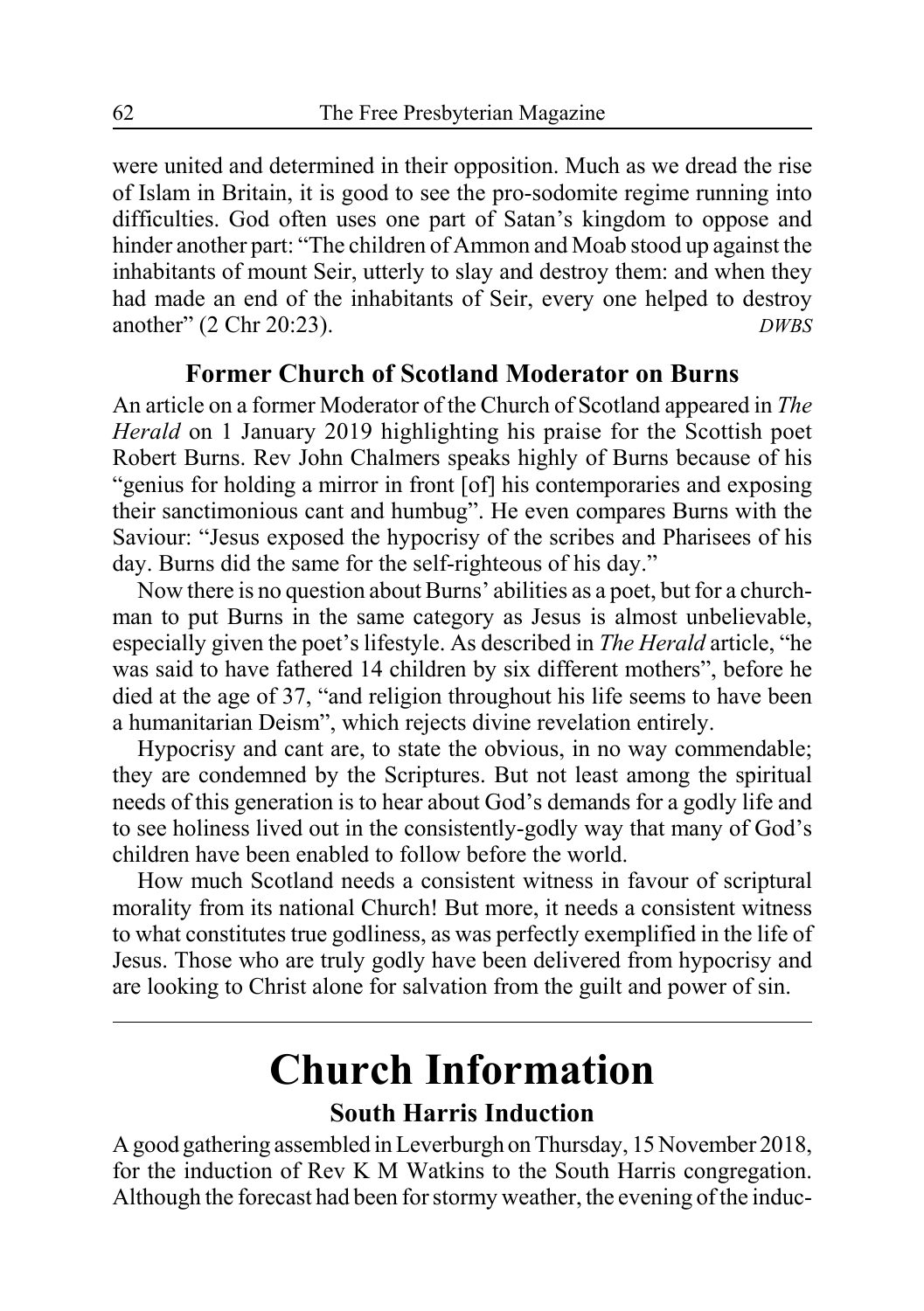were united and determined in their opposition. Much as we dread the rise of Islam in Britain, it is good to see the pro-sodomite regime running into difficulties. God often uses one part of Satan's kingdom to oppose and hinder another part: "The children of Ammon and Moab stood up against the inhabitants of mount Seir, utterly to slay and destroy them: and when they had made an end of the inhabitants of Seir, every one helped to destroy another" (2 Chr 20:23). *DWBS*

### Former Church of Scotland Moderator on Burns

An article on a former Moderator of the Church of Scotland appeared in *The Herald* on 1 January 2019 highlighting his praise for the Scottish poet Robert Burns. Rev John Chalmers speaks highly of Burns because of his "genius for holding a mirror in front [of] his contemporaries and exposing their sanctimonious cant and humbug". He even compares Burns with the Saviour: "Jesus exposed the hypocrisy of the scribes and Pharisees of his day. Burns did the same for the self-righteous of his day."

Now there is no question about Burns' abilities as a poet, but for a churchman to put Burns in the same category as Jesus is almost unbelievable, especially given the poet's lifestyle. As described in *The Herald* article, "he was said to have fathered 14 children by six different mothers", before he died at the age of 37, "and religion throughout his life seems to have been a humanitarian Deism", which rejects divine revelation entirely.

Hypocrisy and cant are, to state the obvious, in no way commendable; they are condemned by the Scriptures. But not least among the spiritual needs of this generation is to hear about God's demands for a godly life and to see holiness lived out in the consistently-godly way that many of God's children have been enabled to follow before the world.

How much Scotland needs a consistent witness in favour of scriptural morality from its national Church! But more, it needs a consistent witness to what constitutes true godliness, as was perfectly exemplified in the life of Jesus. Those who are truly godly have been delivered from hypocrisy and are looking to Christ alone for salvation from the guilt and power of sin.

---

# Church Information

### South Harris Induction

A good gathering assembled in Leverburgh on Thursday, 15 November 2018, for the induction of Rev K M Watkins to the South Harris congregation. Although the forecast had been for stormy weather, the evening of the induc-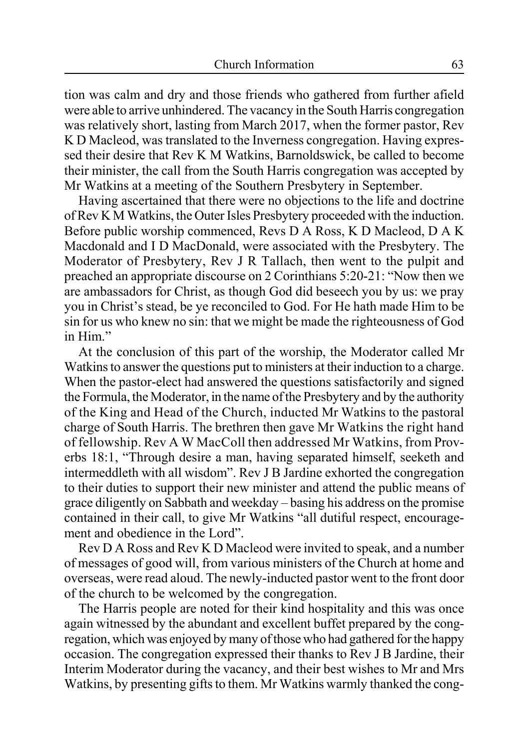tion was calm and dry and those friends who gathered from further afield were able to arrive unhindered. The vacancy in the South Harris congregation was relatively short, lasting from March 2017, when the former pastor, Rev K D Macleod, was translated to the Inverness congregation. Having expressed their desire that Rev K M Watkins, Barnoldswick, be called to become their minister, the call from the South Harris congregation was accepted by Mr Watkins at a meeting of the Southern Presbytery in September.

Having ascertained that there were no objections to the life and doctrine of Rev K M Watkins, the Outer Isles Presbytery proceeded with the induction. Before public worship commenced, Revs D A Ross, K D Macleod, D A K Macdonald and I D MacDonald, were associated with the Presbytery. The Moderator of Presbytery, Rev J R Tallach, then went to the pulpit and preached an appropriate discourse on 2 Corinthians 5:20-21: "Now then we are ambassadors for Christ, as though God did beseech you by us: we pray you in Christ's stead, be ye reconciled to God. For He hath made Him to be sin for us who knew no sin: that we might be made the righteousness of God in Him."

At the conclusion of this part of the worship, the Moderator called Mr Watkins to answer the questions put to ministers at their induction to a charge. When the pastor-elect had answered the questions satisfactorily and signed the Formula, the Moderator, in the name of the Presbytery and by the authority of the King and Head of the Church, inducted Mr Watkins to the pastoral charge of South Harris. The brethren then gave Mr Watkins the right hand of fellowship. Rev A W MacColl then addressed Mr Watkins, from Proverbs 18:1, "Through desire a man, having separated himself, seeketh and intermeddleth with all wisdom". Rev J B Jardine exhorted the congregation to their duties to support their new minister and attend the public means of grace diligently on Sabbath and weekday – basing his address on the promise contained in their call, to give Mr Watkins "all dutiful respect, encouragement and obedience in the Lord".

Rev D A Ross and Rev K D Macleod were invited to speak, and a number of messages of good will, from various ministers of the Church at home and overseas, were read aloud. The newly-inducted pastor went to the front door of the church to be welcomed by the congregation.

The Harris people are noted for their kind hospitality and this was once again witnessed by the abundant and excellent buffet prepared by the congregation, which was enjoyed by many of those who had gathered for the happy occasion. The congregation expressed their thanks to Rev J B Jardine, their Interim Moderator during the vacancy, and their best wishes to Mr and Mrs Watkins, by presenting gifts to them. Mr Watkins warmly thanked the cong-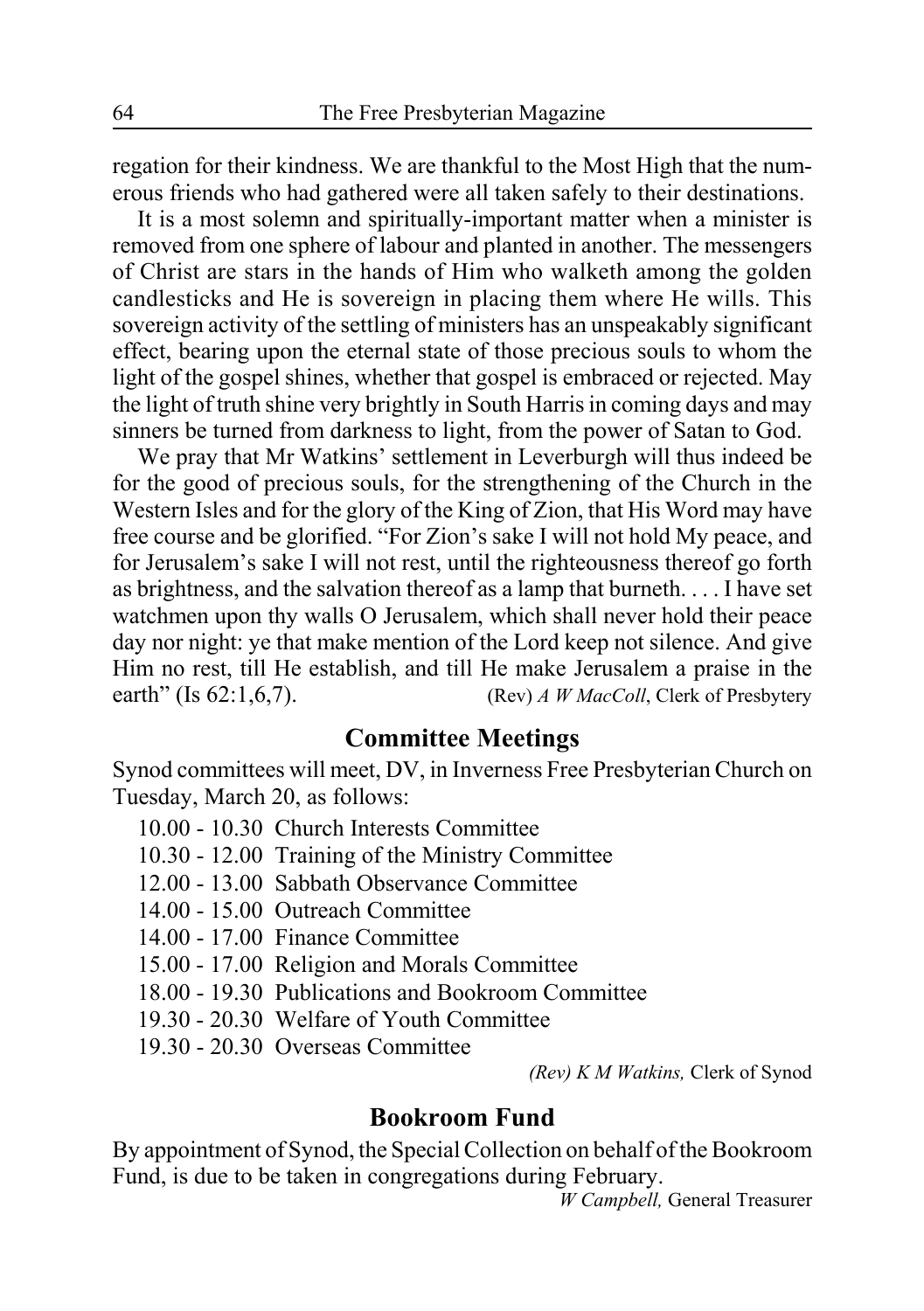regation for their kindness. We are thankful to the Most High that the numerous friends who had gathered were all taken safely to their destinations.

It is a most solemn and spiritually-important matter when a minister is removed from one sphere of labour and planted in another. The messengers of Christ are stars in the hands of Him who walketh among the golden candlesticks and He is sovereign in placing them where He wills. This sovereign activity of the settling of ministers has an unspeakably significant effect, bearing upon the eternal state of those precious souls to whom the light of the gospel shines, whether that gospel is embraced or rejected. May the light of truth shine very brightly in South Harris in coming days and may sinners be turned from darkness to light, from the power of Satan to God.

We pray that Mr Watkins' settlement in Leverburgh will thus indeed be for the good of precious souls, for the strengthening of the Church in the Western Isles and for the glory of the King of Zion, that His Word may have free course and be glorified. "For Zion's sake I will not hold My peace, and for Jerusalem's sake I will not rest, until the righteousness thereof go forth as brightness, and the salvation thereof as a lamp that burneth. . . . I have set watchmen upon thy walls O Jerusalem, which shall never hold their peace day nor night: ye that make mention of the Lord keep not silence. And give Him no rest, till He establish, and till He make Jerusalem a praise in the earth" (Is 62:1,6,7). (Rev) *A W MacColl*, Clerk of Presbytery

## Committee Meetings

Synod committees will meet, DV, in Inverness Free Presbyterian Church on Tuesday, March 20, as follows:

10.00 - 10.30 Church Interests Committee
10.30 - 12.00 Training of the Ministry Committee
12.00 - 13.00 Sabbath Observance Committee
14.00 - 15.00 Outreach Committee
14.00 - 17.00 Finance Committee
15.00 - 17.00 Religion and Morals Committee
18.00 - 19.30 Publications and Bookroom Committee
19.30 - 20.30 Welfare of Youth Committee
19.30 - 20.30 Overseas Committee

*(Rev) K M Watkins,* Clerk of Synod

## Bookroom Fund

By appointment of Synod, the Special Collection on behalf of the Bookroom Fund, is due to be taken in congregations during February.

*W Campbell,* General Treasurer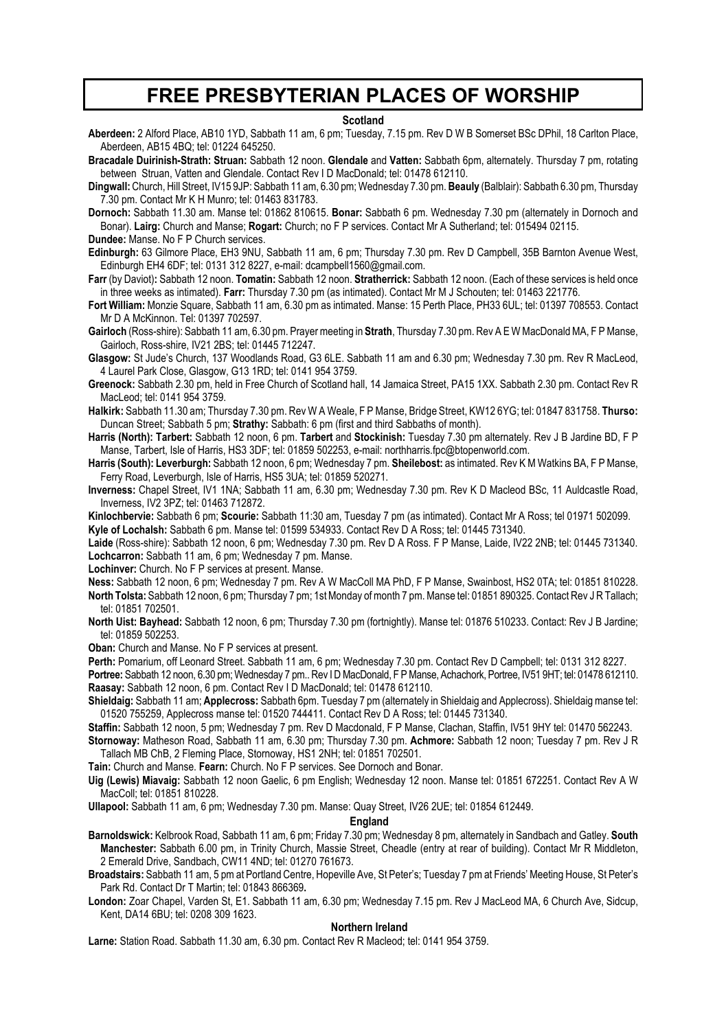# FREE PRESBYTERIAN PLACES OF WORSHIP

## Scotland

**Aberdeen:** 2 Alford Place, AB10 1YD, Sabbath 11 am, 6 pm; Tuesday, 7.15 pm. Rev D W B Somerset BSc DPhil, 18 Carlton Place, Aberdeen, AB15 4BQ; tel: 01224 645250.

**Bracadale Duirinish-Strath: Struan:** Sabbath 12 noon. **Glendale** and **Vatten:** Sabbath 6pm, alternately. Thursday 7 pm, rotating between Struan, Vatten and Glendale. Contact Rev I D MacDonald; tel: 01478 612110.

**Dingwall:** Church, Hill Street, IV15 9JP: Sabbath 11 am, 6.30 pm; Wednesday 7.30 pm. **Beauly** (Balblair): Sabbath 6.30 pm, Thursday 7.30 pm. Contact Mr K H Munro; tel: 01463 831783.

**Dornoch:** Sabbath 11.30 am. Manse tel: 01862 810615. **Bonar:** Sabbath 6 pm. Wednesday 7.30 pm (alternately in Dornoch and Bonar). **Lairg:** Church and Manse; **Rogart:** Church; no F P services. Contact Mr A Sutherland; tel: 015494 02115.

**Dundee:** Manse. No F P Church services.

**Edinburgh:** 63 Gilmore Place, EH3 9NU, Sabbath 11 am, 6 pm; Thursday 7.30 pm. Rev D Campbell, 35B Barnton Avenue West, Edinburgh EH4 6DF; tel: 0131 312 8227, e-mail: dcampbell1560@gmail.com.

**Farr** (by Daviot)**:** Sabbath 12 noon. **Tomatin:** Sabbath 12 noon. **Stratherrick:** Sabbath 12 noon. (Each of these services is held once in three weeks as intimated). **Farr:** Thursday 7.30 pm (as intimated). Contact Mr M J Schouten; tel: 01463 221776.

**Fort William:** Monzie Square, Sabbath 11 am, 6.30 pm as intimated. Manse: 15 Perth Place, PH33 6UL; tel: 01397 708553. Contact Mr D A McKinnon. Tel: 01397 702597.

**Gairloch** (Ross-shire): Sabbath 11 am, 6.30 pm. Prayer meeting in **Strath**, Thursday 7.30 pm. Rev A E W MacDonald MA, F P Manse, Gairloch, Ross-shire, IV21 2BS; tel: 01445 712247.

**Glasgow:** St Jude's Church, 137 Woodlands Road, G3 6LE. Sabbath 11 am and 6.30 pm; Wednesday 7.30 pm. Rev R MacLeod, 4 Laurel Park Close, Glasgow, G13 1RD; tel: 0141 954 3759.

**Greenock:** Sabbath 2.30 pm, held in Free Church of Scotland hall, 14 Jamaica Street, PA15 1XX. Sabbath 2.30 pm. Contact Rev R MacLeod; tel: 0141 954 3759.

**Halkirk:** Sabbath 11.30 am; Thursday 7.30 pm. Rev W A Weale, F P Manse, Bridge Street, KW12 6YG; tel: 01847 831758. **Thurso:** Duncan Street; Sabbath 5 pm; **Strathy:** Sabbath: 6 pm (first and third Sabbaths of month).

**Harris (North): Tarbert:** Sabbath 12 noon, 6 pm. **Tarbert** and **Stockinish:** Tuesday 7.30 pm alternately. Rev J B Jardine BD, F P Manse, Tarbert, Isle of Harris, HS3 3DF; tel: 01859 502253, e-mail: northharris.fpc@btopenworld.com.

**Harris (South): Leverburgh:** Sabbath 12 noon, 6 pm; Wednesday 7 pm. **Sheilebost:** as intimated. Rev K M Watkins BA, F P Manse, Ferry Road, Leverburgh, Isle of Harris, HS5 3UA; tel: 01859 520271.

**Inverness:** Chapel Street, IV1 1NA; Sabbath 11 am, 6.30 pm; Wednesday 7.30 pm. Rev K D Macleod BSc, 11 Auldcastle Road, Inverness, IV2 3PZ; tel: 01463 712872.

**Kinlochbervie:** Sabbath 6 pm; **Scourie:** Sabbath 11:30 am, Tuesday 7 pm (as intimated). Contact Mr A Ross; tel 01971 502099.

**Kyle of Lochalsh:** Sabbath 6 pm. Manse tel: 01599 534933. Contact Rev D A Ross; tel: 01445 731340.

**Laide** (Ross-shire): Sabbath 12 noon, 6 pm; Wednesday 7.30 pm. Rev D A Ross. F P Manse, Laide, IV22 2NB; tel: 01445 731340.

**Lochcarron:** Sabbath 11 am, 6 pm; Wednesday 7 pm. Manse.

**Lochinver:** Church. No F P services at present. Manse.

**Ness:** Sabbath 12 noon, 6 pm; Wednesday 7 pm. Rev A W MacColl MA PhD, F P Manse, Swainbost, HS2 0TA; tel: 01851 810228.

**North Tolsta:** Sabbath 12 noon, 6 pm; Thursday 7 pm; 1st Monday of month 7 pm. Manse tel: 01851 890325. Contact Rev J R Tallach; tel: 01851 702501.

**North Uist: Bayhead:** Sabbath 12 noon, 6 pm; Thursday 7.30 pm (fortnightly). Manse tel: 01876 510233. Contact: Rev J B Jardine; tel: 01859 502253.

**Oban:** Church and Manse. No F P services at present.

**Perth:** Pomarium, off Leonard Street. Sabbath 11 am, 6 pm; Wednesday 7.30 pm. Contact Rev D Campbell; tel: 0131 312 8227.

**Portree:** Sabbath 12 noon, 6.30 pm; Wednesday 7 pm.. Rev I D MacDonald, F P Manse, Achachork, Portree, IV51 9HT; tel: 01478 612110.

**Raasay:** Sabbath 12 noon, 6 pm. Contact Rev I D MacDonald; tel: 01478 612110.

**Shieldaig:** Sabbath 11 am; **Applecross:** Sabbath 6pm. Tuesday 7 pm (alternately in Shieldaig and Applecross). Shieldaig manse tel: 01520 755259, Applecross manse tel: 01520 744411. Contact Rev D A Ross; tel: 01445 731340.

**Staffin:** Sabbath 12 noon, 5 pm; Wednesday 7 pm. Rev D Macdonald, F P Manse, Clachan, Staffin, IV51 9HY tel: 01470 562243.

**Stornoway:** Matheson Road, Sabbath 11 am, 6.30 pm; Thursday 7.30 pm. **Achmore:** Sabbath 12 noon; Tuesday 7 pm. Rev J R Tallach MB ChB, 2 Fleming Place, Stornoway, HS1 2NH; tel: 01851 702501.

**Tain:** Church and Manse. **Fearn:** Church. No F P services. See Dornoch and Bonar.

**Uig (Lewis) Miavaig:** Sabbath 12 noon Gaelic, 6 pm English; Wednesday 12 noon. Manse tel: 01851 672251. Contact Rev A W MacColl; tel: 01851 810228.

**Ullapool:** Sabbath 11 am, 6 pm; Wednesday 7.30 pm. Manse: Quay Street, IV26 2UE; tel: 01854 612449.

## England

**Barnoldswick:** Kelbrook Road, Sabbath 11 am, 6 pm; Friday 7.30 pm; Wednesday 8 pm, alternately in Sandbach and Gatley. **South Manchester:** Sabbath 6.00 pm, in Trinity Church, Massie Street, Cheadle (entry at rear of building). Contact Mr R Middleton, 2 Emerald Drive, Sandbach, CW11 4ND; tel: 01270 761673.

**Broadstairs:** Sabbath 11 am, 5 pm at Portland Centre, Hopeville Ave, St Peter's; Tuesday 7 pm at Friends' Meeting House, St Peter's Park Rd. Contact Dr T Martin; tel: 01843 866369**.**

**London:** Zoar Chapel, Varden St, E1. Sabbath 11 am, 6.30 pm; Wednesday 7.15 pm. Rev J MacLeod MA, 6 Church Ave, Sidcup, Kent, DA14 6BU; tel: 0208 309 1623.

## Northern Ireland

**Larne:** Station Road. Sabbath 11.30 am, 6.30 pm. Contact Rev R Macleod; tel: 0141 954 3759.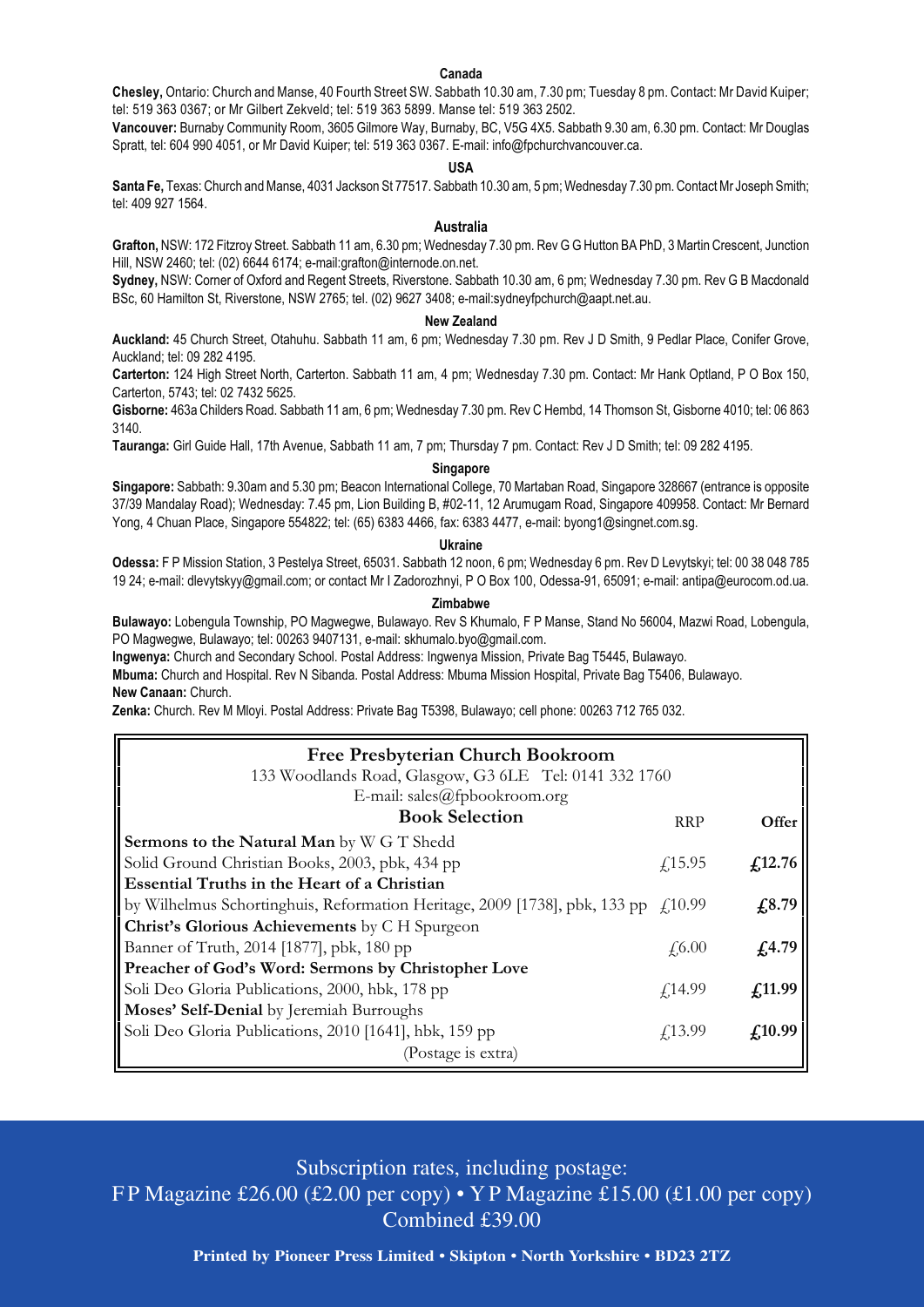### Canada

**Chesley,** Ontario: Church and Manse, 40 Fourth Street SW. Sabbath 10.30 am, 7.30 pm; Tuesday 8 pm. Contact: Mr David Kuiper; tel: 519 363 0367; or Mr Gilbert Zekveld; tel: 519 363 5899. Manse tel: 519 363 2502.

**Vancouver:** Burnaby Community Room, 3605 Gilmore Way, Burnaby, BC, V5G 4X5. Sabbath 9.30 am, 6.30 pm. Contact: Mr Douglas Spratt, tel: 604 990 4051, or Mr David Kuiper; tel: 519 363 0367. E-mail: info@fpchurchvancouver.ca.

### USA

**Santa Fe,** Texas: Church and Manse, 4031 Jackson St 77517. Sabbath 10.30 am, 5 pm; Wednesday 7.30 pm. Contact Mr Joseph Smith; tel: 409 927 1564.

### Australia

**Grafton,** NSW: 172 Fitzroy Street. Sabbath 11 am, 6.30 pm; Wednesday 7.30 pm. Rev G G Hutton BA PhD, 3 Martin Crescent, Junction Hill, NSW 2460; tel: (02) 6644 6174; e-mail:grafton@internode.on.net.

**Sydney,** NSW: Corner of Oxford and Regent Streets, Riverstone. Sabbath 10.30 am, 6 pm; Wednesday 7.30 pm. Rev G B Macdonald BSc, 60 Hamilton St, Riverstone, NSW 2765; tel. (02) 9627 3408; e-mail:sydneyfpchurch@aapt.net.au.

### New Zealand

**Auckland:** 45 Church Street, Otahuhu. Sabbath 11 am, 6 pm; Wednesday 7.30 pm. Rev J D Smith, 9 Pedlar Place, Conifer Grove, Auckland; tel: 09 282 4195.

**Carterton:** 124 High Street North, Carterton. Sabbath 11 am, 4 pm; Wednesday 7.30 pm. Contact: Mr Hank Optland, P O Box 150, Carterton, 5743; tel: 02 7432 5625.

**Gisborne:** 463a Childers Road. Sabbath 11 am, 6 pm; Wednesday 7.30 pm. Rev C Hembd, 14 Thomson St, Gisborne 4010; tel: 06 863 3140.

**Tauranga:** Girl Guide Hall, 17th Avenue, Sabbath 11 am, 7 pm; Thursday 7 pm. Contact: Rev J D Smith; tel: 09 282 4195.

### Singapore

**Singapore:** Sabbath: 9.30am and 5.30 pm; Beacon International College, 70 Martaban Road, Singapore 328667 (entrance is opposite 37/39 Mandalay Road); Wednesday: 7.45 pm, Lion Building B, #02-11, 12 Arumugam Road, Singapore 409958. Contact: Mr Bernard Yong, 4 Chuan Place, Singapore 554822; tel: (65) 6383 4466, fax: 6383 4477, e-mail: byong1@singnet.com.sg.

### Ukraine

**Odessa:** F P Mission Station, 3 Pestelya Street, 65031. Sabbath 12 noon, 6 pm; Wednesday 6 pm. Rev D Levytskyi; tel: 00 38 048 785 19 24; e-mail: dlevytskyy@gmail.com; or contact Mr I Zadorozhnyi, P O Box 100, Odessa-91, 65091; e-mail: antipa@eurocom.od.ua.

### Zimbabwe

**Bulawayo:** Lobengula Township, PO Magwegwe, Bulawayo. Rev S Khumalo, F P Manse, Stand No 56004, Mazwi Road, Lobengula, PO Magwegwe, Bulawayo; tel: 00263 9407131, e-mail: skhumalo.byo@gmail.com.

**Ingwenya:** Church and Secondary School. Postal Address: Ingwenya Mission, Private Bag T5445, Bulawayo.

**Mbuma:** Church and Hospital. Rev N Sibanda. Postal Address: Mbuma Mission Hospital, Private Bag T5406, Bulawayo.

**New Canaan:** Church.

**Zenka:** Church. Rev M Mloyi. Postal Address: Private Bag T5398, Bulawayo; cell phone: 00263 712 765 032.

## Free Presbyterian Church Bookroom

133 Woodlands Road, Glasgow, G3 6LE Tel: 0141 332 1760
E-mail: sales@fpbookroom.org

| Book Selection | RRP | Offer |
|---|---|---|
| **Sermons to the Natural Man** by W G T Shedd<br>Solid Ground Christian Books, 2003, pbk, 434 pp | £15.95 | **£12.76** |
| **Essential Truths in the Heart of a Christian**<br>by Wilhelmus Schortinghuis, Reformation Heritage, 2009 [1738], pbk, 133 pp | £10.99 | **£8.79** |
| **Christ's Glorious Achievements** by C H Spurgeon<br>Banner of Truth, 2014 [1877], pbk, 180 pp | £6.00 | **£4.79** |
| **Preacher of God's Word: Sermons by Christopher Love**<br>Soli Deo Gloria Publications, 2000, hbk, 178 pp | £14.99 | **£11.99** |
| **Moses' Self-Denial** by Jeremiah Burroughs<br>Soli Deo Gloria Publications, 2010 [1641], hbk, 159 pp | £13.99 | **£10.99** |

(Postage is extra)

Subscription rates, including postage:
F P Magazine £26.00 (£2.00 per copy) • Y P Magazine £15.00 (£1.00 per copy)
Combined £39.00

**Printed by Pioneer Press Limited • Skipton • North Yorkshire • BD23 2TZ**